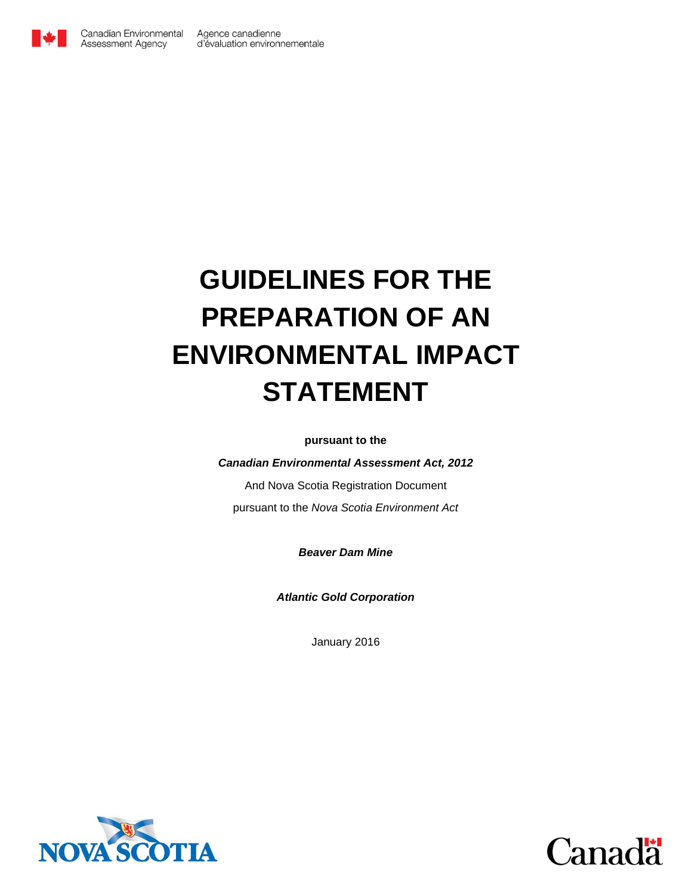Canadian Environmental Assessment Agency

Agence canadienne d'évaluation environnementale

# GUIDELINES FOR THE PREPARATION OF AN ENVIRONMENTAL IMPACT STATEMENT

**pursuant to the**

***Canadian Environmental Assessment Act, 2012***

And Nova Scotia Registration Document

pursuant to the *Nova Scotia Environment Act*

***Beaver Dam Mine***

***Atlantic Gold Corporation***

January 2016

NOVA SCOTIA

Canada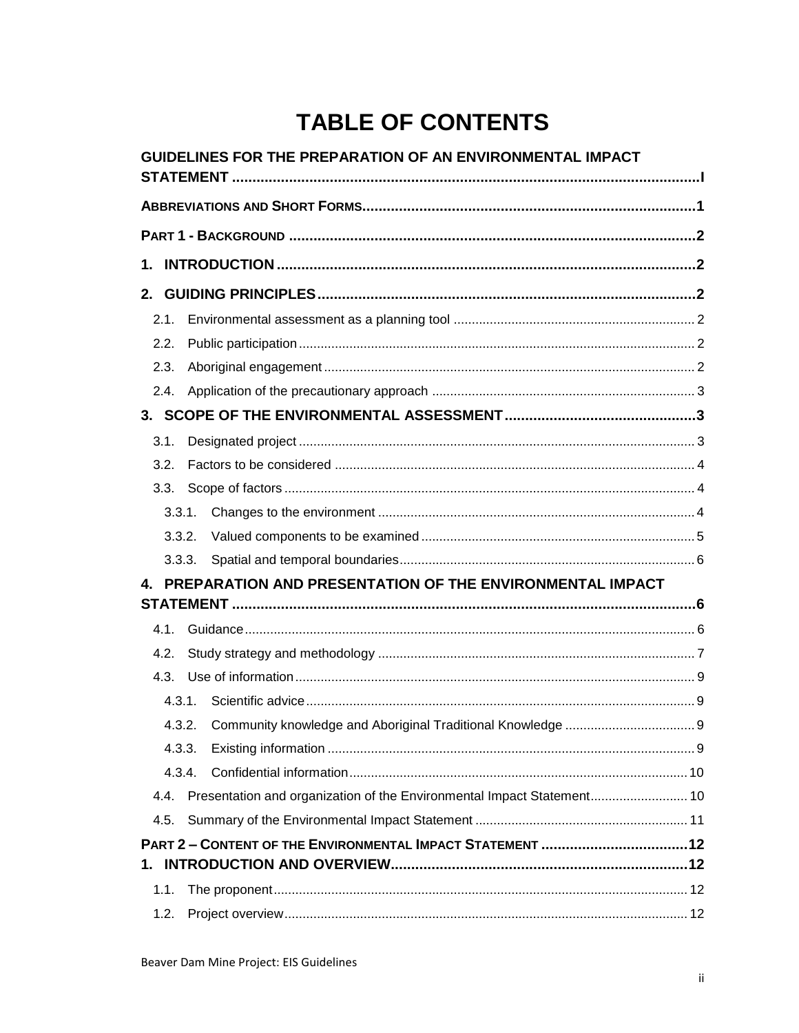# TABLE OF CONTENTS

**GUIDELINES FOR THE PREPARATION OF AN ENVIRONMENTAL IMPACT STATEMENT** ........ I

**ABBREVIATIONS AND SHORT FORMS** ........ 1

**PART 1 - BACKGROUND** ........ 2

**1. INTRODUCTION** ........ 2

**2. GUIDING PRINCIPLES** ........ 2

- 2.1. Environmental assessment as a planning tool ........ 2
- 2.2. Public participation ........ 2
- 2.3. Aboriginal engagement ........ 2
- 2.4. Application of the precautionary approach ........ 3

**3. SCOPE OF THE ENVIRONMENTAL ASSESSMENT** ........ 3

- 3.1. Designated project ........ 3
- 3.2. Factors to be considered ........ 4
- 3.3. Scope of factors ........ 4
  - 3.3.1. Changes to the environment ........ 4
  - 3.3.2. Valued components to be examined ........ 5
  - 3.3.3. Spatial and temporal boundaries ........ 6

**4. PREPARATION AND PRESENTATION OF THE ENVIRONMENTAL IMPACT STATEMENT** ........ 6

- 4.1. Guidance ........ 6
- 4.2. Study strategy and methodology ........ 7
- 4.3. Use of information ........ 9
  - 4.3.1. Scientific advice ........ 9
  - 4.3.2. Community knowledge and Aboriginal Traditional Knowledge ........ 9
  - 4.3.3. Existing information ........ 9
  - 4.3.4. Confidential information ........ 10
- 4.4. Presentation and organization of the Environmental Impact Statement ........ 10
- 4.5. Summary of the Environmental Impact Statement ........ 11

**PART 2 – CONTENT OF THE ENVIRONMENTAL IMPACT STATEMENT** ........ 12

**1. INTRODUCTION AND OVERVIEW** ........ 12

- 1.1. The proponent ........ 12
- 1.2. Project overview ........ 12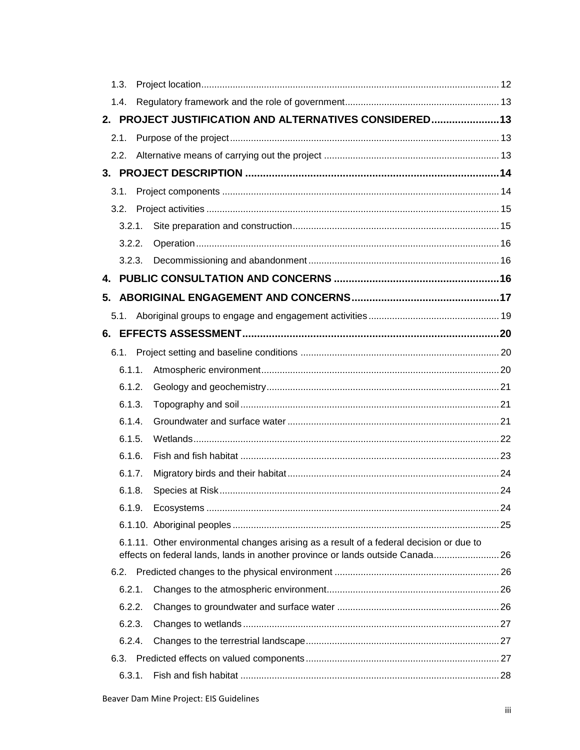1.3. Project location ... 12

1.4. Regulatory framework and the role of government ... 13

**2. PROJECT JUSTIFICATION AND ALTERNATIVES CONSIDERED ... 13**

2.1. Purpose of the project ... 13

2.2. Alternative means of carrying out the project ... 13

**3. PROJECT DESCRIPTION ... 14**

3.1. Project components ... 14

3.2. Project activities ... 15

3.2.1. Site preparation and construction ... 15

3.2.2. Operation ... 16

3.2.3. Decommissioning and abandonment ... 16

**4. PUBLIC CONSULTATION AND CONCERNS ... 16**

**5. ABORIGINAL ENGAGEMENT AND CONCERNS ... 17**

5.1. Aboriginal groups to engage and engagement activities ... 19

**6. EFFECTS ASSESSMENT ... 20**

6.1. Project setting and baseline conditions ... 20

6.1.1. Atmospheric environment ... 20

6.1.2. Geology and geochemistry ... 21

6.1.3. Topography and soil ... 21

6.1.4. Groundwater and surface water ... 21

6.1.5. Wetlands ... 22

6.1.6. Fish and fish habitat ... 23

6.1.7. Migratory birds and their habitat ... 24

6.1.8. Species at Risk ... 24

6.1.9. Ecosystems ... 24

6.1.10. Aboriginal peoples ... 25

6.1.11. Other environmental changes arising as a result of a federal decision or due to effects on federal lands, lands in another province or lands outside Canada ... 26

6.2. Predicted changes to the physical environment ... 26

6.2.1. Changes to the atmospheric environment ... 26

6.2.2. Changes to groundwater and surface water ... 26

6.2.3. Changes to wetlands ... 27

6.2.4. Changes to the terrestrial landscape ... 27

6.3. Predicted effects on valued components ... 27

6.3.1. Fish and fish habitat ... 28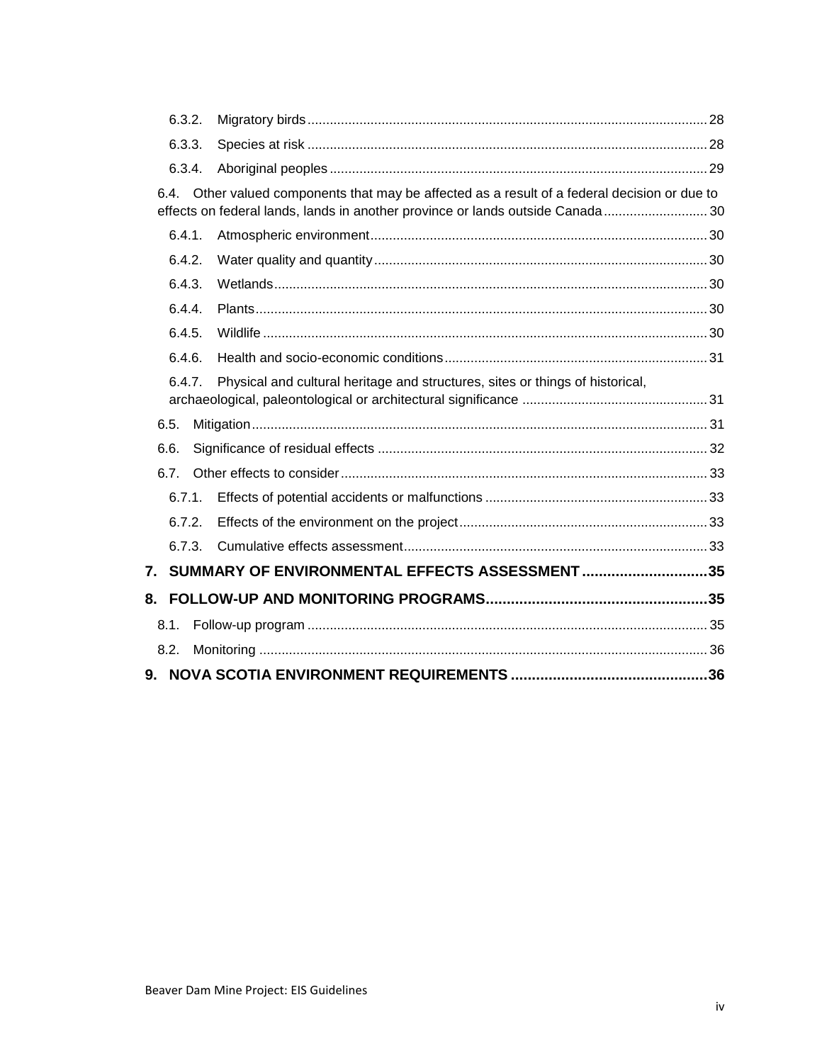6.3.2. Migratory birds ... 28

6.3.3. Species at risk ... 28

6.3.4. Aboriginal peoples ... 29

6.4. Other valued components that may be affected as a result of a federal decision or due to effects on federal lands, lands in another province or lands outside Canada ... 30

6.4.1. Atmospheric environment ... 30

6.4.2. Water quality and quantity ... 30

6.4.3. Wetlands ... 30

6.4.4. Plants ... 30

6.4.5. Wildlife ... 30

6.4.6. Health and socio-economic conditions ... 31

6.4.7. Physical and cultural heritage and structures, sites or things of historical, archaeological, paleontological or architectural significance ... 31

6.5. Mitigation ... 31

6.6. Significance of residual effects ... 32

6.7. Other effects to consider ... 33

6.7.1. Effects of potential accidents or malfunctions ... 33

6.7.2. Effects of the environment on the project ... 33

6.7.3. Cumulative effects assessment ... 33

**7. SUMMARY OF ENVIRONMENTAL EFFECTS ASSESSMENT ... 35**

**8. FOLLOW-UP AND MONITORING PROGRAMS ... 35**

8.1. Follow-up program ... 35

8.2. Monitoring ... 36

**9. NOVA SCOTIA ENVIRONMENT REQUIREMENTS ... 36**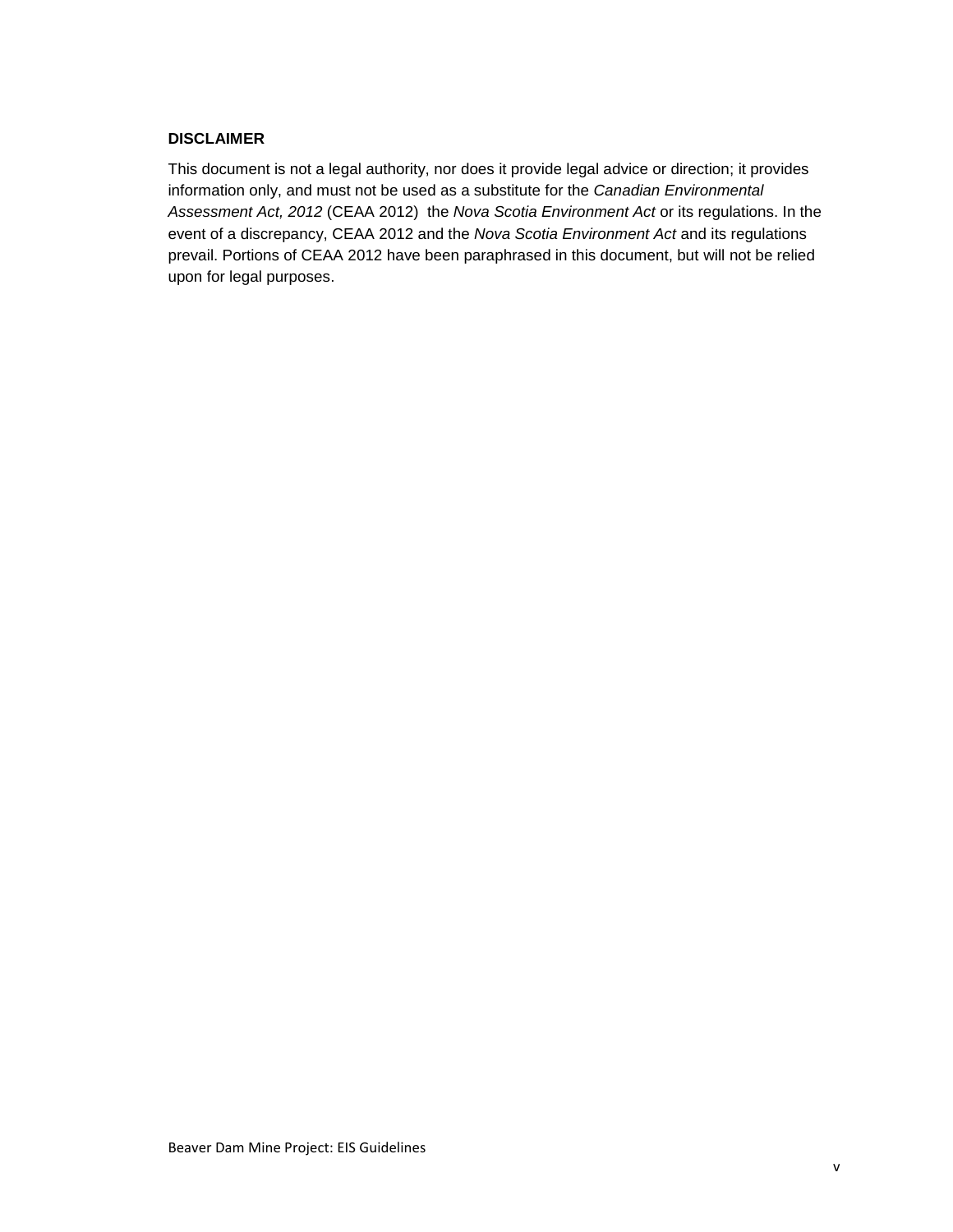**DISCLAIMER**

This document is not a legal authority, nor does it provide legal advice or direction; it provides information only, and must not be used as a substitute for the *Canadian Environmental Assessment Act, 2012* (CEAA 2012) the *Nova Scotia Environment Act* or its regulations. In the event of a discrepancy, CEAA 2012 and the *Nova Scotia Environment Act* and its regulations prevail. Portions of CEAA 2012 have been paraphrased in this document, but will not be relied upon for legal purposes.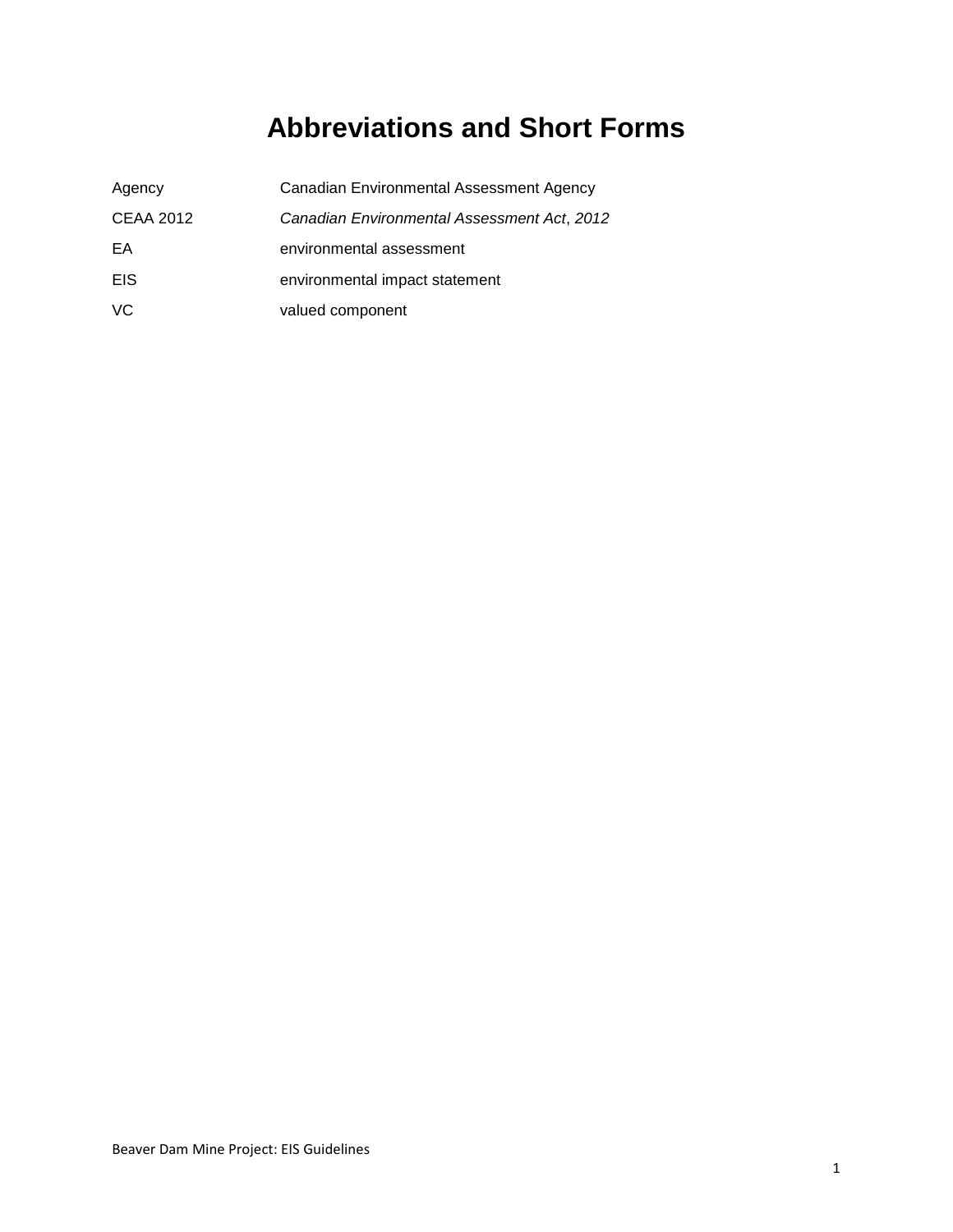# Abbreviations and Short Forms

| | |
|---|---|
| Agency | Canadian Environmental Assessment Agency |
| CEAA 2012 | *Canadian Environmental Assessment Act*, *2012* |
| EA | environmental assessment |
| EIS | environmental impact statement |
| VC | valued component |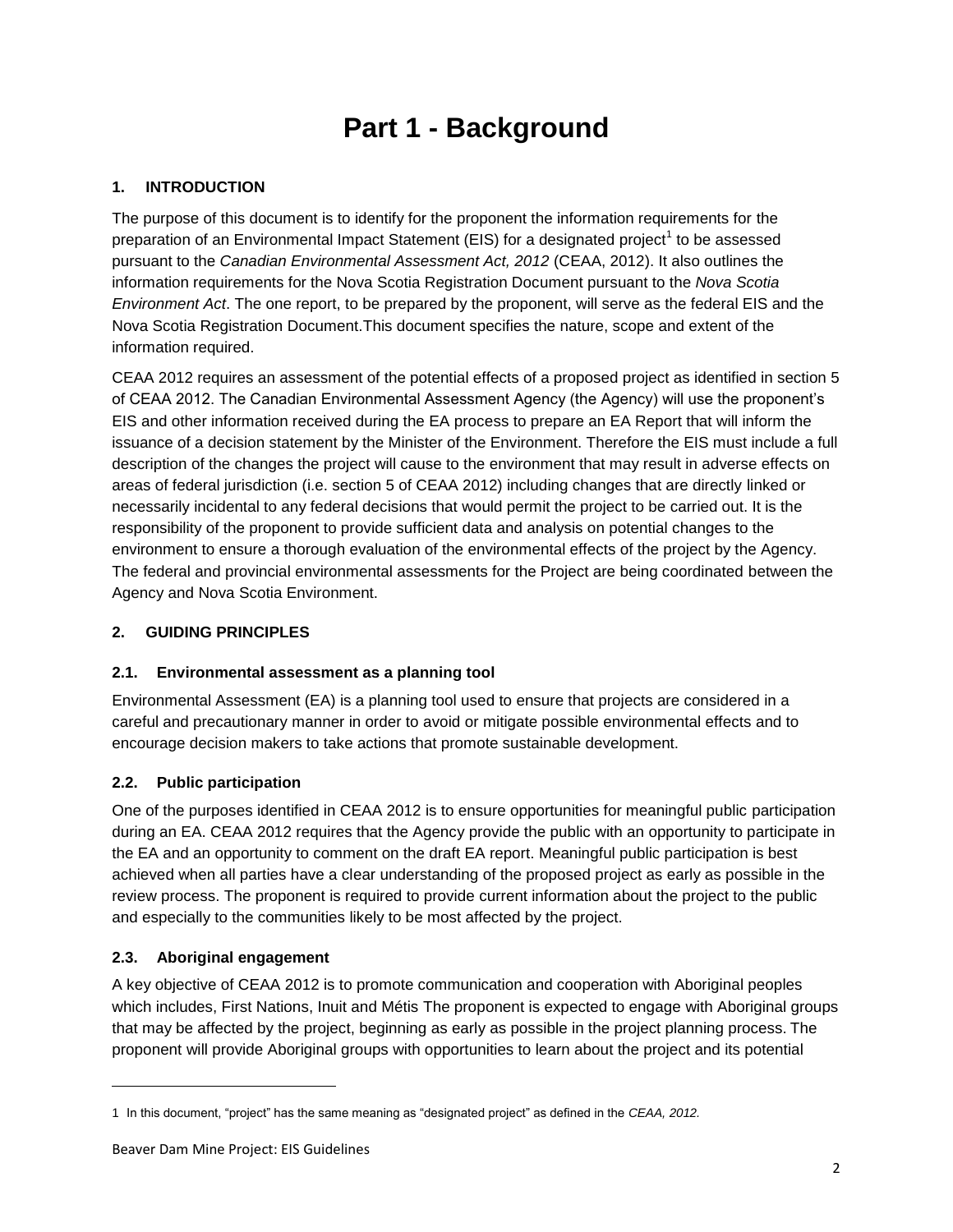# Part 1 - Background

## 1. INTRODUCTION

The purpose of this document is to identify for the proponent the information requirements for the preparation of an Environmental Impact Statement (EIS) for a designated project[1] to be assessed pursuant to the *Canadian Environmental Assessment Act, 2012* (CEAA, 2012). It also outlines the information requirements for the Nova Scotia Registration Document pursuant to the *Nova Scotia Environment Act*. The one report, to be prepared by the proponent, will serve as the federal EIS and the Nova Scotia Registration Document.This document specifies the nature, scope and extent of the information required.

CEAA 2012 requires an assessment of the potential effects of a proposed project as identified in section 5 of CEAA 2012. The Canadian Environmental Assessment Agency (the Agency) will use the proponent's EIS and other information received during the EA process to prepare an EA Report that will inform the issuance of a decision statement by the Minister of the Environment. Therefore the EIS must include a full description of the changes the project will cause to the environment that may result in adverse effects on areas of federal jurisdiction (i.e. section 5 of CEAA 2012) including changes that are directly linked or necessarily incidental to any federal decisions that would permit the project to be carried out. It is the responsibility of the proponent to provide sufficient data and analysis on potential changes to the environment to ensure a thorough evaluation of the environmental effects of the project by the Agency. The federal and provincial environmental assessments for the Project are being coordinated between the Agency and Nova Scotia Environment.

## 2. GUIDING PRINCIPLES

### 2.1. Environmental assessment as a planning tool

Environmental Assessment (EA) is a planning tool used to ensure that projects are considered in a careful and precautionary manner in order to avoid or mitigate possible environmental effects and to encourage decision makers to take actions that promote sustainable development.

### 2.2. Public participation

One of the purposes identified in CEAA 2012 is to ensure opportunities for meaningful public participation during an EA. CEAA 2012 requires that the Agency provide the public with an opportunity to participate in the EA and an opportunity to comment on the draft EA report. Meaningful public participation is best achieved when all parties have a clear understanding of the proposed project as early as possible in the review process. The proponent is required to provide current information about the project to the public and especially to the communities likely to be most affected by the project.

### 2.3. Aboriginal engagement

A key objective of CEAA 2012 is to promote communication and cooperation with Aboriginal peoples which includes, First Nations, Inuit and Métis The proponent is expected to engage with Aboriginal groups that may be affected by the project, beginning as early as possible in the project planning process. The proponent will provide Aboriginal groups with opportunities to learn about the project and its potential

---

1 In this document, "project" has the same meaning as "designated project" as defined in the *CEAA, 2012*.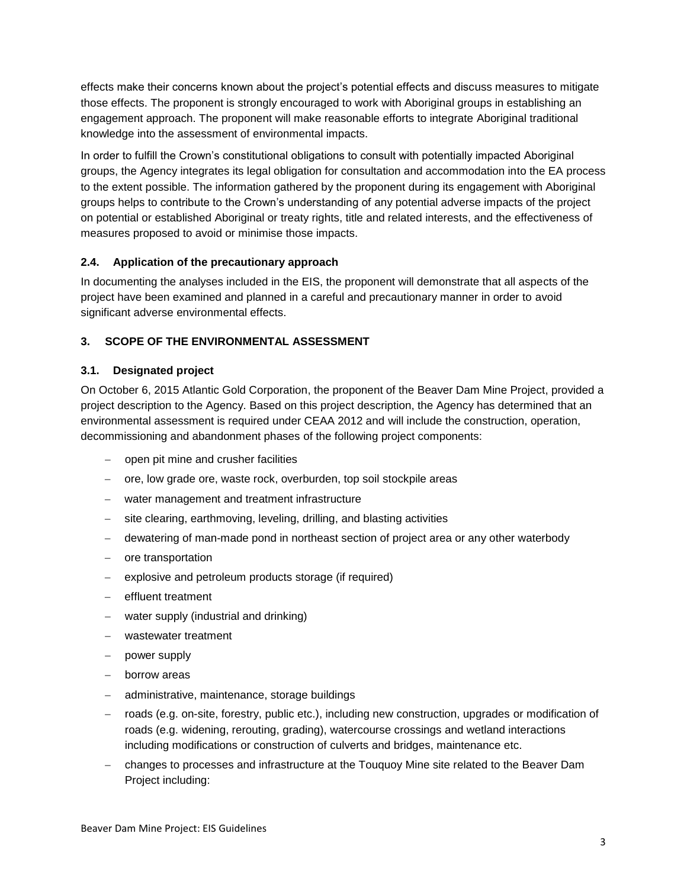effects make their concerns known about the project's potential effects and discuss measures to mitigate those effects. The proponent is strongly encouraged to work with Aboriginal groups in establishing an engagement approach. The proponent will make reasonable efforts to integrate Aboriginal traditional knowledge into the assessment of environmental impacts.

In order to fulfill the Crown's constitutional obligations to consult with potentially impacted Aboriginal groups, the Agency integrates its legal obligation for consultation and accommodation into the EA process to the extent possible. The information gathered by the proponent during its engagement with Aboriginal groups helps to contribute to the Crown's understanding of any potential adverse impacts of the project on potential or established Aboriginal or treaty rights, title and related interests, and the effectiveness of measures proposed to avoid or minimise those impacts.

### 2.4. Application of the precautionary approach

In documenting the analyses included in the EIS, the proponent will demonstrate that all aspects of the project have been examined and planned in a careful and precautionary manner in order to avoid significant adverse environmental effects.

## 3. SCOPE OF THE ENVIRONMENTAL ASSESSMENT

### 3.1. Designated project

On October 6, 2015 Atlantic Gold Corporation, the proponent of the Beaver Dam Mine Project, provided a project description to the Agency. Based on this project description, the Agency has determined that an environmental assessment is required under CEAA 2012 and will include the construction, operation, decommissioning and abandonment phases of the following project components:

- open pit mine and crusher facilities
- ore, low grade ore, waste rock, overburden, top soil stockpile areas
- water management and treatment infrastructure
- site clearing, earthmoving, leveling, drilling, and blasting activities
- dewatering of man-made pond in northeast section of project area or any other waterbody
- ore transportation
- explosive and petroleum products storage (if required)
- effluent treatment
- water supply (industrial and drinking)
- wastewater treatment
- power supply
- borrow areas
- administrative, maintenance, storage buildings
- roads (e.g. on-site, forestry, public etc.), including new construction, upgrades or modification of roads (e.g. widening, rerouting, grading), watercourse crossings and wetland interactions including modifications or construction of culverts and bridges, maintenance etc.
- changes to processes and infrastructure at the Touquoy Mine site related to the Beaver Dam Project including: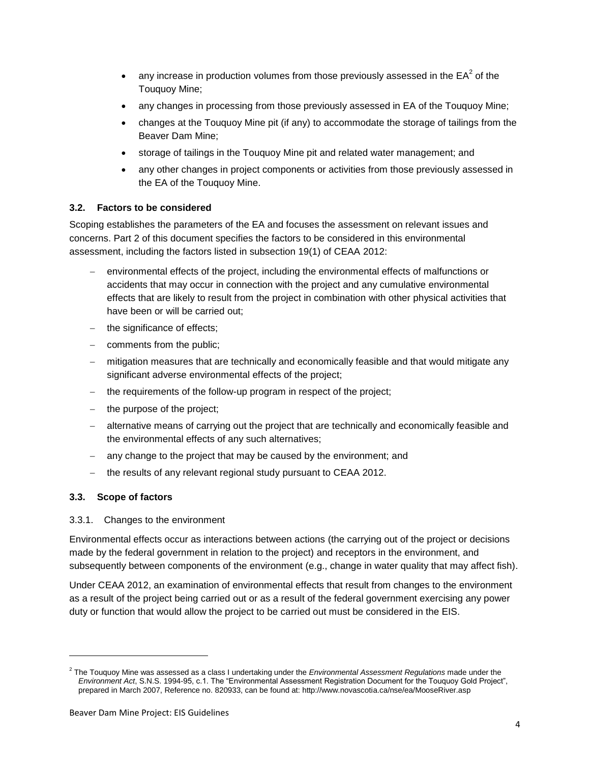- any increase in production volumes from those previously assessed in the EA[2] of the Touquoy Mine;
- any changes in processing from those previously assessed in EA of the Touquoy Mine;
- changes at the Touquoy Mine pit (if any) to accommodate the storage of tailings from the Beaver Dam Mine;
- storage of tailings in the Touquoy Mine pit and related water management; and
- any other changes in project components or activities from those previously assessed in the EA of the Touquoy Mine.

### 3.2. Factors to be considered

Scoping establishes the parameters of the EA and focuses the assessment on relevant issues and concerns. Part 2 of this document specifies the factors to be considered in this environmental assessment, including the factors listed in subsection 19(1) of CEAA 2012:

- environmental effects of the project, including the environmental effects of malfunctions or accidents that may occur in connection with the project and any cumulative environmental effects that are likely to result from the project in combination with other physical activities that have been or will be carried out;
- the significance of effects;
- comments from the public;
- mitigation measures that are technically and economically feasible and that would mitigate any significant adverse environmental effects of the project;
- the requirements of the follow-up program in respect of the project;
- the purpose of the project;
- alternative means of carrying out the project that are technically and economically feasible and the environmental effects of any such alternatives;
- any change to the project that may be caused by the environment; and
- the results of any relevant regional study pursuant to CEAA 2012.

### 3.3. Scope of factors

#### 3.3.1. Changes to the environment

Environmental effects occur as interactions between actions (the carrying out of the project or decisions made by the federal government in relation to the project) and receptors in the environment, and subsequently between components of the environment (e.g., change in water quality that may affect fish).

Under CEAA 2012, an examination of environmental effects that result from changes to the environment as a result of the project being carried out or as a result of the federal government exercising any power duty or function that would allow the project to be carried out must be considered in the EIS.

---

[2] The Touquoy Mine was assessed as a class I undertaking under the *Environmental Assessment Regulations* made under the *Environment Act*, S.N.S. 1994-95, c.1. The "Environmental Assessment Registration Document for the Touquoy Gold Project", prepared in March 2007, Reference no. 820933, can be found at: http://www.novascotia.ca/nse/ea/MooseRiver.asp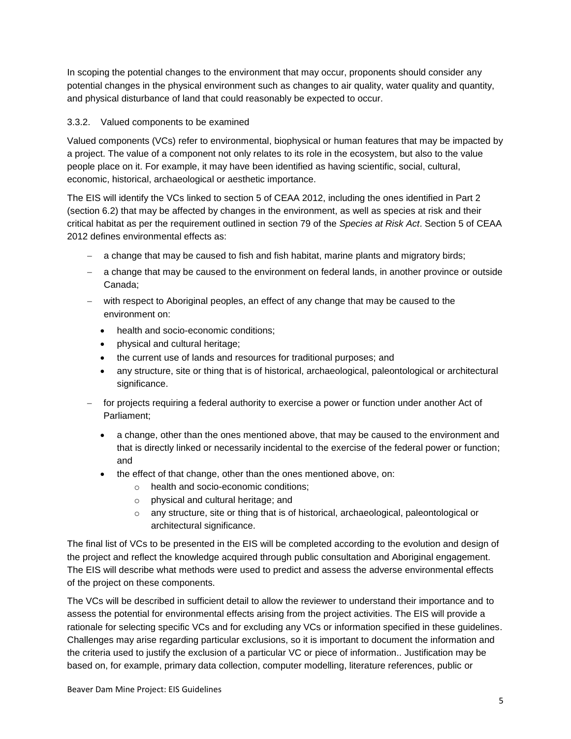In scoping the potential changes to the environment that may occur, proponents should consider any potential changes in the physical environment such as changes to air quality, water quality and quantity, and physical disturbance of land that could reasonably be expected to occur.

### 3.3.2. Valued components to be examined

Valued components (VCs) refer to environmental, biophysical or human features that may be impacted by a project. The value of a component not only relates to its role in the ecosystem, but also to the value people place on it. For example, it may have been identified as having scientific, social, cultural, economic, historical, archaeological or aesthetic importance.

The EIS will identify the VCs linked to section 5 of CEAA 2012, including the ones identified in Part 2 (section 6.2) that may be affected by changes in the environment, as well as species at risk and their critical habitat as per the requirement outlined in section 79 of the *Species at Risk Act*. Section 5 of CEAA 2012 defines environmental effects as:

- a change that may be caused to fish and fish habitat, marine plants and migratory birds;
- a change that may be caused to the environment on federal lands, in another province or outside Canada;
- with respect to Aboriginal peoples, an effect of any change that may be caused to the environment on:
  - health and socio-economic conditions;
  - physical and cultural heritage;
  - the current use of lands and resources for traditional purposes; and
  - any structure, site or thing that is of historical, archaeological, paleontological or architectural significance.
- for projects requiring a federal authority to exercise a power or function under another Act of Parliament;
  - a change, other than the ones mentioned above, that may be caused to the environment and that is directly linked or necessarily incidental to the exercise of the federal power or function; and
  - the effect of that change, other than the ones mentioned above, on:
    - health and socio-economic conditions;
    - physical and cultural heritage; and
    - any structure, site or thing that is of historical, archaeological, paleontological or architectural significance.

The final list of VCs to be presented in the EIS will be completed according to the evolution and design of the project and reflect the knowledge acquired through public consultation and Aboriginal engagement. The EIS will describe what methods were used to predict and assess the adverse environmental effects of the project on these components.

The VCs will be described in sufficient detail to allow the reviewer to understand their importance and to assess the potential for environmental effects arising from the project activities. The EIS will provide a rationale for selecting specific VCs and for excluding any VCs or information specified in these guidelines. Challenges may arise regarding particular exclusions, so it is important to document the information and the criteria used to justify the exclusion of a particular VC or piece of information.. Justification may be based on, for example, primary data collection, computer modelling, literature references, public or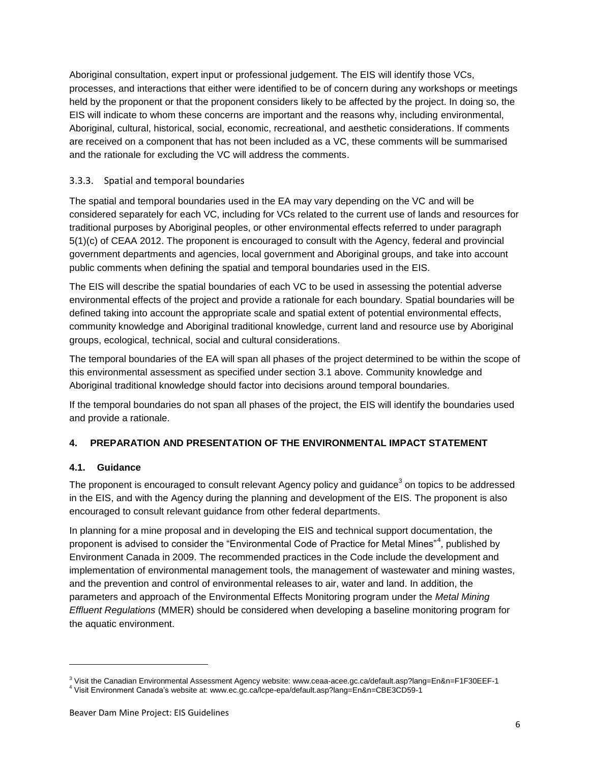Aboriginal consultation, expert input or professional judgement. The EIS will identify those VCs, processes, and interactions that either were identified to be of concern during any workshops or meetings held by the proponent or that the proponent considers likely to be affected by the project. In doing so, the EIS will indicate to whom these concerns are important and the reasons why, including environmental, Aboriginal, cultural, historical, social, economic, recreational, and aesthetic considerations. If comments are received on a component that has not been included as a VC, these comments will be summarised and the rationale for excluding the VC will address the comments.

### 3.3.3. Spatial and temporal boundaries

The spatial and temporal boundaries used in the EA may vary depending on the VC and will be considered separately for each VC, including for VCs related to the current use of lands and resources for traditional purposes by Aboriginal peoples, or other environmental effects referred to under paragraph 5(1)(c) of CEAA 2012. The proponent is encouraged to consult with the Agency, federal and provincial government departments and agencies, local government and Aboriginal groups, and take into account public comments when defining the spatial and temporal boundaries used in the EIS.

The EIS will describe the spatial boundaries of each VC to be used in assessing the potential adverse environmental effects of the project and provide a rationale for each boundary. Spatial boundaries will be defined taking into account the appropriate scale and spatial extent of potential environmental effects, community knowledge and Aboriginal traditional knowledge, current land and resource use by Aboriginal groups, ecological, technical, social and cultural considerations.

The temporal boundaries of the EA will span all phases of the project determined to be within the scope of this environmental assessment as specified under section 3.1 above. Community knowledge and Aboriginal traditional knowledge should factor into decisions around temporal boundaries.

If the temporal boundaries do not span all phases of the project, the EIS will identify the boundaries used and provide a rationale.

## 4. PREPARATION AND PRESENTATION OF THE ENVIRONMENTAL IMPACT STATEMENT

### 4.1. Guidance

The proponent is encouraged to consult relevant Agency policy and guidance[3] on topics to be addressed in the EIS, and with the Agency during the planning and development of the EIS. The proponent is also encouraged to consult relevant guidance from other federal departments.

In planning for a mine proposal and in developing the EIS and technical support documentation, the proponent is advised to consider the “Environmental Code of Practice for Metal Mines”[4], published by Environment Canada in 2009. The recommended practices in the Code include the development and implementation of environmental management tools, the management of wastewater and mining wastes, and the prevention and control of environmental releases to air, water and land. In addition, the parameters and approach of the Environmental Effects Monitoring program under the *Metal Mining Effluent Regulations* (MMER) should be considered when developing a baseline monitoring program for the aquatic environment.

---

[3] Visit the Canadian Environmental Assessment Agency website: www.ceaa-acee.gc.ca/default.asp?lang=En&n=F1F30EEF-1

[4] Visit Environment Canada's website at: www.ec.gc.ca/lcpe-epa/default.asp?lang=En&n=CBE3CD59-1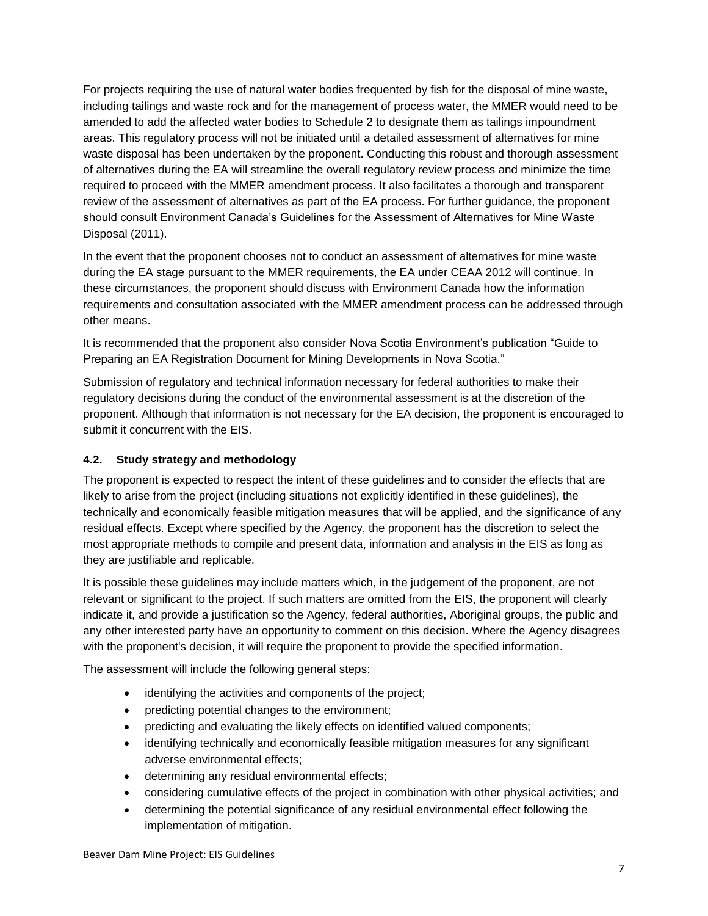For projects requiring the use of natural water bodies frequented by fish for the disposal of mine waste, including tailings and waste rock and for the management of process water, the MMER would need to be amended to add the affected water bodies to Schedule 2 to designate them as tailings impoundment areas. This regulatory process will not be initiated until a detailed assessment of alternatives for mine waste disposal has been undertaken by the proponent. Conducting this robust and thorough assessment of alternatives during the EA will streamline the overall regulatory review process and minimize the time required to proceed with the MMER amendment process. It also facilitates a thorough and transparent review of the assessment of alternatives as part of the EA process. For further guidance, the proponent should consult Environment Canada's Guidelines for the Assessment of Alternatives for Mine Waste Disposal (2011).

In the event that the proponent chooses not to conduct an assessment of alternatives for mine waste during the EA stage pursuant to the MMER requirements, the EA under CEAA 2012 will continue. In these circumstances, the proponent should discuss with Environment Canada how the information requirements and consultation associated with the MMER amendment process can be addressed through other means.

It is recommended that the proponent also consider Nova Scotia Environment's publication "Guide to Preparing an EA Registration Document for Mining Developments in Nova Scotia."

Submission of regulatory and technical information necessary for federal authorities to make their regulatory decisions during the conduct of the environmental assessment is at the discretion of the proponent. Although that information is not necessary for the EA decision, the proponent is encouraged to submit it concurrent with the EIS.

### 4.2. Study strategy and methodology

The proponent is expected to respect the intent of these guidelines and to consider the effects that are likely to arise from the project (including situations not explicitly identified in these guidelines), the technically and economically feasible mitigation measures that will be applied, and the significance of any residual effects. Except where specified by the Agency, the proponent has the discretion to select the most appropriate methods to compile and present data, information and analysis in the EIS as long as they are justifiable and replicable.

It is possible these guidelines may include matters which, in the judgement of the proponent, are not relevant or significant to the project. If such matters are omitted from the EIS, the proponent will clearly indicate it, and provide a justification so the Agency, federal authorities, Aboriginal groups, the public and any other interested party have an opportunity to comment on this decision. Where the Agency disagrees with the proponent's decision, it will require the proponent to provide the specified information.

The assessment will include the following general steps:

- identifying the activities and components of the project;
- predicting potential changes to the environment;
- predicting and evaluating the likely effects on identified valued components;
- identifying technically and economically feasible mitigation measures for any significant adverse environmental effects;
- determining any residual environmental effects;
- considering cumulative effects of the project in combination with other physical activities; and
- determining the potential significance of any residual environmental effect following the implementation of mitigation.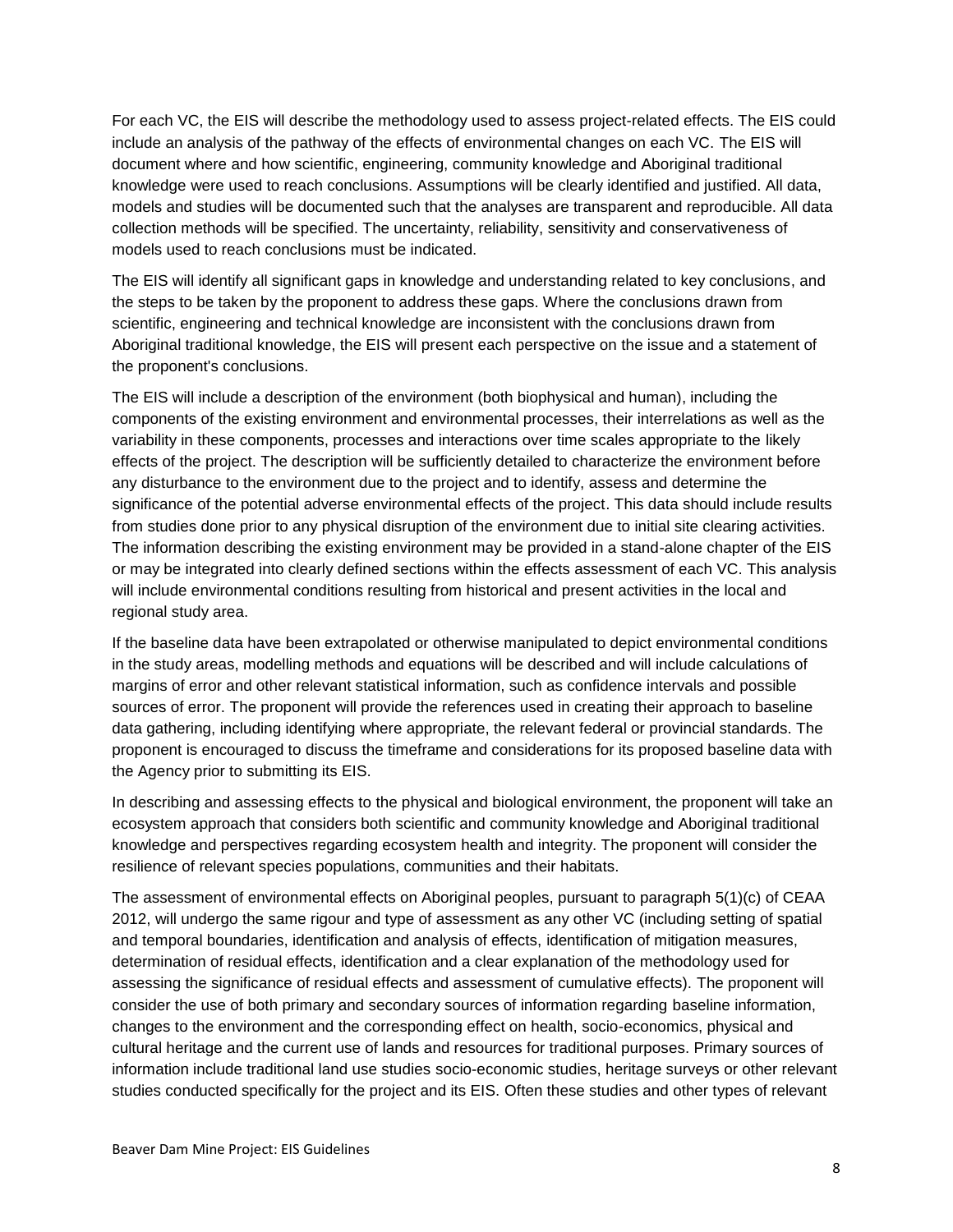For each VC, the EIS will describe the methodology used to assess project-related effects. The EIS could include an analysis of the pathway of the effects of environmental changes on each VC. The EIS will document where and how scientific, engineering, community knowledge and Aboriginal traditional knowledge were used to reach conclusions. Assumptions will be clearly identified and justified. All data, models and studies will be documented such that the analyses are transparent and reproducible. All data collection methods will be specified. The uncertainty, reliability, sensitivity and conservativeness of models used to reach conclusions must be indicated.

The EIS will identify all significant gaps in knowledge and understanding related to key conclusions, and the steps to be taken by the proponent to address these gaps. Where the conclusions drawn from scientific, engineering and technical knowledge are inconsistent with the conclusions drawn from Aboriginal traditional knowledge, the EIS will present each perspective on the issue and a statement of the proponent's conclusions.

The EIS will include a description of the environment (both biophysical and human), including the components of the existing environment and environmental processes, their interrelations as well as the variability in these components, processes and interactions over time scales appropriate to the likely effects of the project. The description will be sufficiently detailed to characterize the environment before any disturbance to the environment due to the project and to identify, assess and determine the significance of the potential adverse environmental effects of the project. This data should include results from studies done prior to any physical disruption of the environment due to initial site clearing activities. The information describing the existing environment may be provided in a stand-alone chapter of the EIS or may be integrated into clearly defined sections within the effects assessment of each VC. This analysis will include environmental conditions resulting from historical and present activities in the local and regional study area.

If the baseline data have been extrapolated or otherwise manipulated to depict environmental conditions in the study areas, modelling methods and equations will be described and will include calculations of margins of error and other relevant statistical information, such as confidence intervals and possible sources of error. The proponent will provide the references used in creating their approach to baseline data gathering, including identifying where appropriate, the relevant federal or provincial standards. The proponent is encouraged to discuss the timeframe and considerations for its proposed baseline data with the Agency prior to submitting its EIS.

In describing and assessing effects to the physical and biological environment, the proponent will take an ecosystem approach that considers both scientific and community knowledge and Aboriginal traditional knowledge and perspectives regarding ecosystem health and integrity. The proponent will consider the resilience of relevant species populations, communities and their habitats.

The assessment of environmental effects on Aboriginal peoples, pursuant to paragraph 5(1)(c) of CEAA 2012, will undergo the same rigour and type of assessment as any other VC (including setting of spatial and temporal boundaries, identification and analysis of effects, identification of mitigation measures, determination of residual effects, identification and a clear explanation of the methodology used for assessing the significance of residual effects and assessment of cumulative effects). The proponent will consider the use of both primary and secondary sources of information regarding baseline information, changes to the environment and the corresponding effect on health, socio-economics, physical and cultural heritage and the current use of lands and resources for traditional purposes. Primary sources of information include traditional land use studies socio-economic studies, heritage surveys or other relevant studies conducted specifically for the project and its EIS. Often these studies and other types of relevant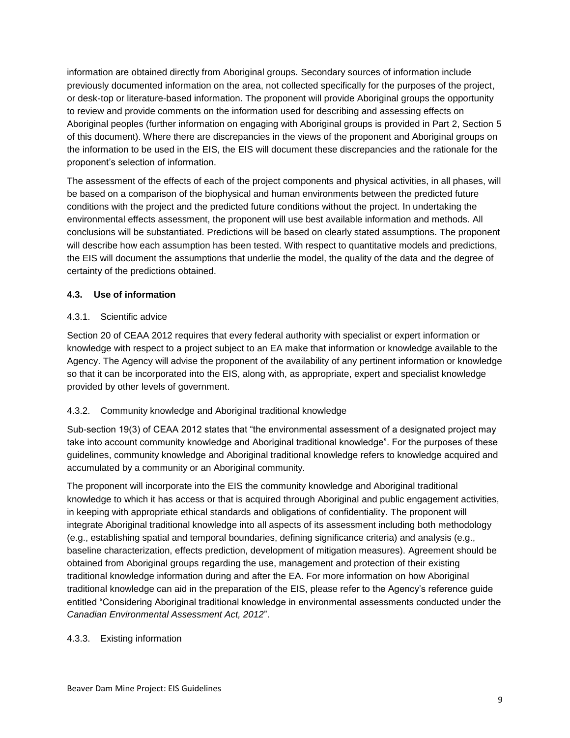information are obtained directly from Aboriginal groups. Secondary sources of information include previously documented information on the area, not collected specifically for the purposes of the project, or desk-top or literature-based information. The proponent will provide Aboriginal groups the opportunity to review and provide comments on the information used for describing and assessing effects on Aboriginal peoples (further information on engaging with Aboriginal groups is provided in Part 2, Section 5 of this document). Where there are discrepancies in the views of the proponent and Aboriginal groups on the information to be used in the EIS, the EIS will document these discrepancies and the rationale for the proponent's selection of information.

The assessment of the effects of each of the project components and physical activities, in all phases, will be based on a comparison of the biophysical and human environments between the predicted future conditions with the project and the predicted future conditions without the project. In undertaking the environmental effects assessment, the proponent will use best available information and methods. All conclusions will be substantiated. Predictions will be based on clearly stated assumptions. The proponent will describe how each assumption has been tested. With respect to quantitative models and predictions, the EIS will document the assumptions that underlie the model, the quality of the data and the degree of certainty of the predictions obtained.

### 4.3. Use of information

#### 4.3.1. Scientific advice

Section 20 of CEAA 2012 requires that every federal authority with specialist or expert information or knowledge with respect to a project subject to an EA make that information or knowledge available to the Agency. The Agency will advise the proponent of the availability of any pertinent information or knowledge so that it can be incorporated into the EIS, along with, as appropriate, expert and specialist knowledge provided by other levels of government.

#### 4.3.2. Community knowledge and Aboriginal traditional knowledge

Sub-section 19(3) of CEAA 2012 states that "the environmental assessment of a designated project may take into account community knowledge and Aboriginal traditional knowledge". For the purposes of these guidelines, community knowledge and Aboriginal traditional knowledge refers to knowledge acquired and accumulated by a community or an Aboriginal community.

The proponent will incorporate into the EIS the community knowledge and Aboriginal traditional knowledge to which it has access or that is acquired through Aboriginal and public engagement activities, in keeping with appropriate ethical standards and obligations of confidentiality. The proponent will integrate Aboriginal traditional knowledge into all aspects of its assessment including both methodology (e.g., establishing spatial and temporal boundaries, defining significance criteria) and analysis (e.g., baseline characterization, effects prediction, development of mitigation measures). Agreement should be obtained from Aboriginal groups regarding the use, management and protection of their existing traditional knowledge information during and after the EA. For more information on how Aboriginal traditional knowledge can aid in the preparation of the EIS, please refer to the Agency's reference guide entitled "Considering Aboriginal traditional knowledge in environmental assessments conducted under the *Canadian Environmental Assessment Act, 2012*".

#### 4.3.3. Existing information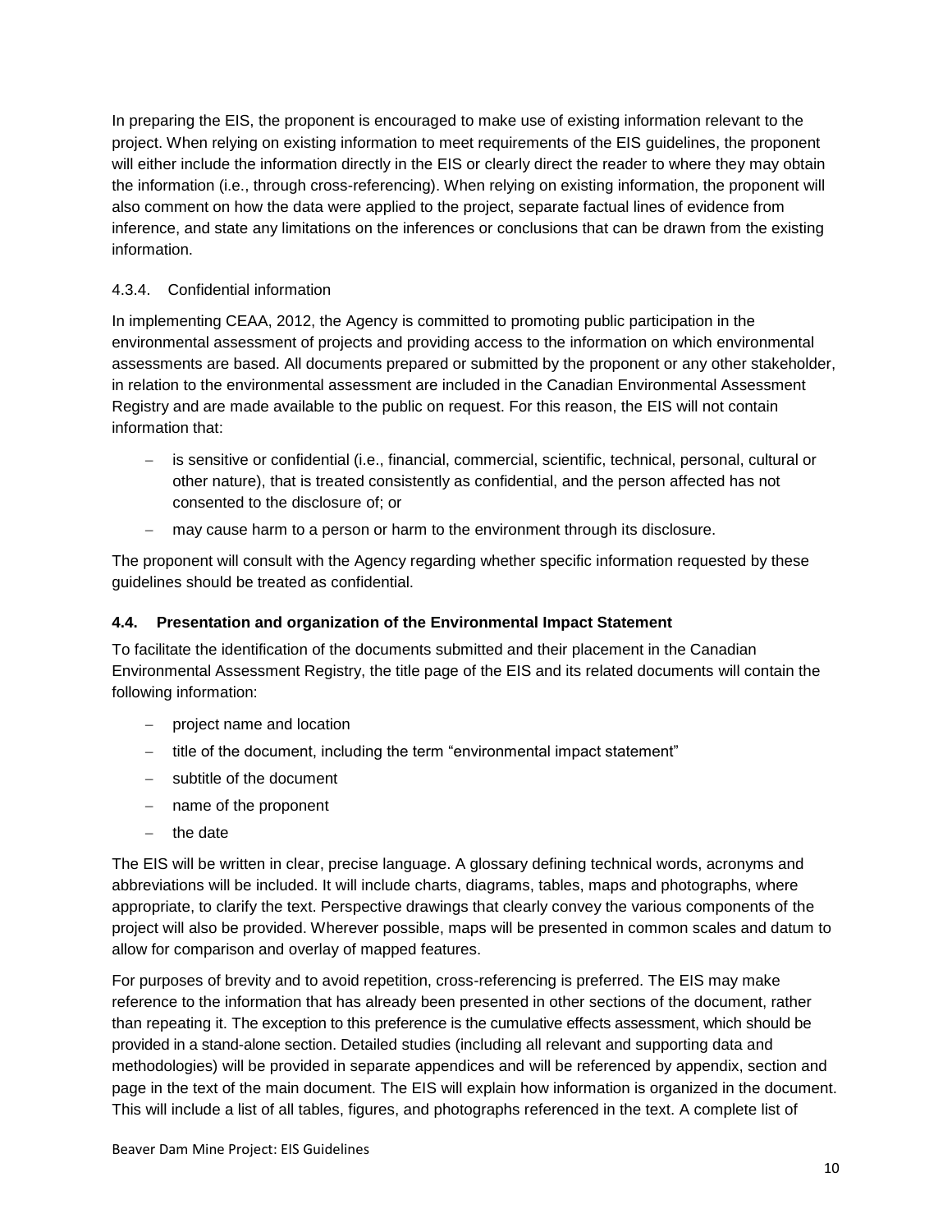In preparing the EIS, the proponent is encouraged to make use of existing information relevant to the project. When relying on existing information to meet requirements of the EIS guidelines, the proponent will either include the information directly in the EIS or clearly direct the reader to where they may obtain the information (i.e., through cross-referencing). When relying on existing information, the proponent will also comment on how the data were applied to the project, separate factual lines of evidence from inference, and state any limitations on the inferences or conclusions that can be drawn from the existing information.

#### 4.3.4. Confidential information

In implementing CEAA, 2012, the Agency is committed to promoting public participation in the environmental assessment of projects and providing access to the information on which environmental assessments are based. All documents prepared or submitted by the proponent or any other stakeholder, in relation to the environmental assessment are included in the Canadian Environmental Assessment Registry and are made available to the public on request. For this reason, the EIS will not contain information that:

- is sensitive or confidential (i.e., financial, commercial, scientific, technical, personal, cultural or other nature), that is treated consistently as confidential, and the person affected has not consented to the disclosure of; or
- may cause harm to a person or harm to the environment through its disclosure.

The proponent will consult with the Agency regarding whether specific information requested by these guidelines should be treated as confidential.

### 4.4. Presentation and organization of the Environmental Impact Statement

To facilitate the identification of the documents submitted and their placement in the Canadian Environmental Assessment Registry, the title page of the EIS and its related documents will contain the following information:

- project name and location
- title of the document, including the term "environmental impact statement"
- subtitle of the document
- name of the proponent
- the date

The EIS will be written in clear, precise language. A glossary defining technical words, acronyms and abbreviations will be included. It will include charts, diagrams, tables, maps and photographs, where appropriate, to clarify the text. Perspective drawings that clearly convey the various components of the project will also be provided. Wherever possible, maps will be presented in common scales and datum to allow for comparison and overlay of mapped features.

For purposes of brevity and to avoid repetition, cross-referencing is preferred. The EIS may make reference to the information that has already been presented in other sections of the document, rather than repeating it. The exception to this preference is the cumulative effects assessment, which should be provided in a stand-alone section. Detailed studies (including all relevant and supporting data and methodologies) will be provided in separate appendices and will be referenced by appendix, section and page in the text of the main document. The EIS will explain how information is organized in the document. This will include a list of all tables, figures, and photographs referenced in the text. A complete list of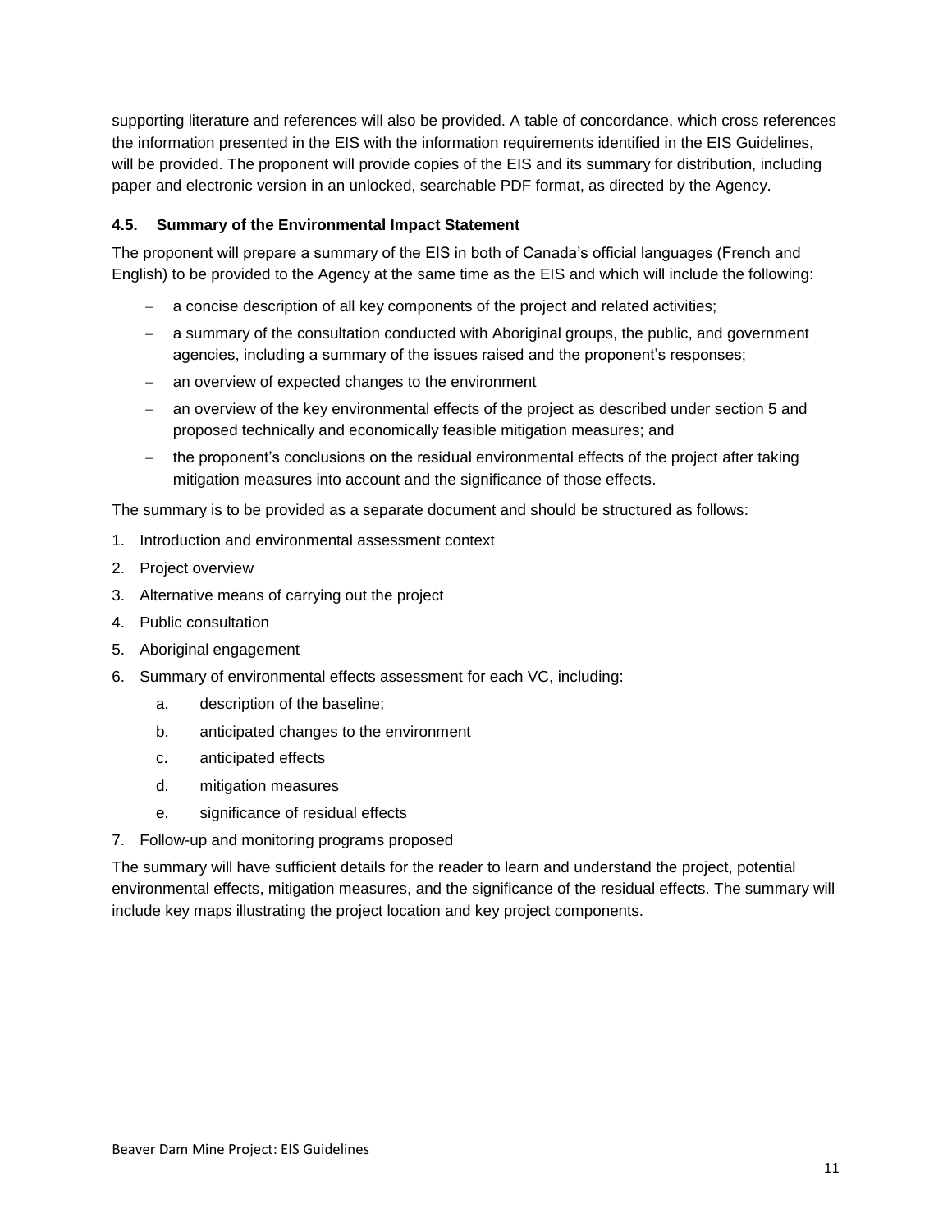supporting literature and references will also be provided. A table of concordance, which cross references the information presented in the EIS with the information requirements identified in the EIS Guidelines, will be provided. The proponent will provide copies of the EIS and its summary for distribution, including paper and electronic version in an unlocked, searchable PDF format, as directed by the Agency.

### 4.5. Summary of the Environmental Impact Statement

The proponent will prepare a summary of the EIS in both of Canada's official languages (French and English) to be provided to the Agency at the same time as the EIS and which will include the following:

- a concise description of all key components of the project and related activities;
- a summary of the consultation conducted with Aboriginal groups, the public, and government agencies, including a summary of the issues raised and the proponent's responses;
- an overview of expected changes to the environment
- an overview of the key environmental effects of the project as described under section 5 and proposed technically and economically feasible mitigation measures; and
- the proponent's conclusions on the residual environmental effects of the project after taking mitigation measures into account and the significance of those effects.

The summary is to be provided as a separate document and should be structured as follows:

1. Introduction and environmental assessment context
2. Project overview
3. Alternative means of carrying out the project
4. Public consultation
5. Aboriginal engagement
6. Summary of environmental effects assessment for each VC, including:
   a. description of the baseline;
   b. anticipated changes to the environment
   c. anticipated effects
   d. mitigation measures
   e. significance of residual effects
7. Follow-up and monitoring programs proposed

The summary will have sufficient details for the reader to learn and understand the project, potential environmental effects, mitigation measures, and the significance of the residual effects. The summary will include key maps illustrating the project location and key project components.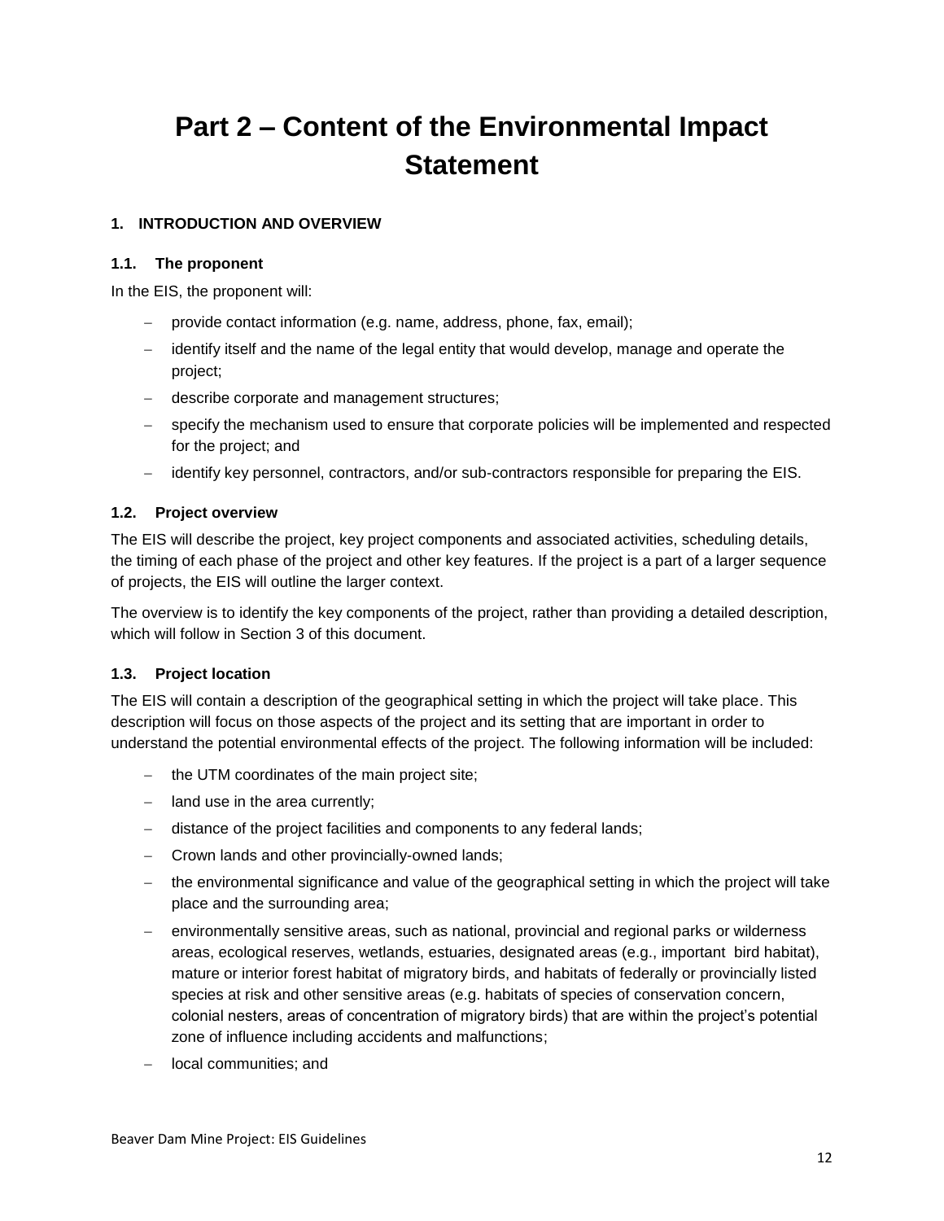# Part 2 – Content of the Environmental Impact Statement

### 1. INTRODUCTION AND OVERVIEW

#### 1.1. The proponent

In the EIS, the proponent will:

- provide contact information (e.g. name, address, phone, fax, email);
- identify itself and the name of the legal entity that would develop, manage and operate the project;
- describe corporate and management structures;
- specify the mechanism used to ensure that corporate policies will be implemented and respected for the project; and
- identify key personnel, contractors, and/or sub-contractors responsible for preparing the EIS.

#### 1.2. Project overview

The EIS will describe the project, key project components and associated activities, scheduling details, the timing of each phase of the project and other key features. If the project is a part of a larger sequence of projects, the EIS will outline the larger context.

The overview is to identify the key components of the project, rather than providing a detailed description, which will follow in Section 3 of this document.

#### 1.3. Project location

The EIS will contain a description of the geographical setting in which the project will take place. This description will focus on those aspects of the project and its setting that are important in order to understand the potential environmental effects of the project. The following information will be included:

- the UTM coordinates of the main project site;
- land use in the area currently;
- distance of the project facilities and components to any federal lands;
- Crown lands and other provincially-owned lands;
- the environmental significance and value of the geographical setting in which the project will take place and the surrounding area;
- environmentally sensitive areas, such as national, provincial and regional parks or wilderness areas, ecological reserves, wetlands, estuaries, designated areas (e.g., important bird habitat), mature or interior forest habitat of migratory birds, and habitats of federally or provincially listed species at risk and other sensitive areas (e.g. habitats of species of conservation concern, colonial nesters, areas of concentration of migratory birds) that are within the project's potential zone of influence including accidents and malfunctions;
- local communities; and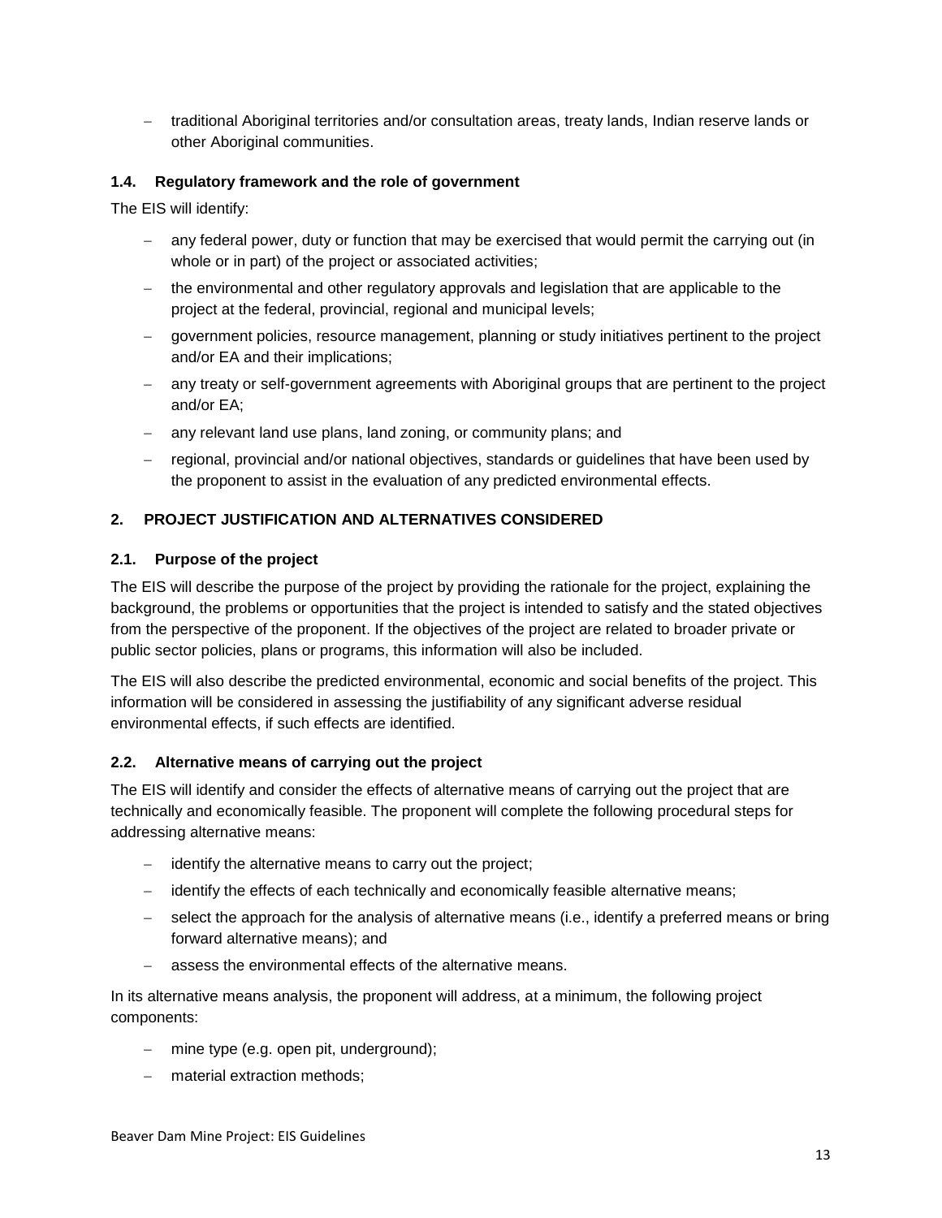- traditional Aboriginal territories and/or consultation areas, treaty lands, Indian reserve lands or other Aboriginal communities.

### 1.4. Regulatory framework and the role of government

The EIS will identify:

- any federal power, duty or function that may be exercised that would permit the carrying out (in whole or in part) of the project or associated activities;
- the environmental and other regulatory approvals and legislation that are applicable to the project at the federal, provincial, regional and municipal levels;
- government policies, resource management, planning or study initiatives pertinent to the project and/or EA and their implications;
- any treaty or self-government agreements with Aboriginal groups that are pertinent to the project and/or EA;
- any relevant land use plans, land zoning, or community plans; and
- regional, provincial and/or national objectives, standards or guidelines that have been used by the proponent to assist in the evaluation of any predicted environmental effects.

## 2. PROJECT JUSTIFICATION AND ALTERNATIVES CONSIDERED

### 2.1. Purpose of the project

The EIS will describe the purpose of the project by providing the rationale for the project, explaining the background, the problems or opportunities that the project is intended to satisfy and the stated objectives from the perspective of the proponent. If the objectives of the project are related to broader private or public sector policies, plans or programs, this information will also be included.

The EIS will also describe the predicted environmental, economic and social benefits of the project. This information will be considered in assessing the justifiability of any significant adverse residual environmental effects, if such effects are identified.

### 2.2. Alternative means of carrying out the project

The EIS will identify and consider the effects of alternative means of carrying out the project that are technically and economically feasible. The proponent will complete the following procedural steps for addressing alternative means:

- identify the alternative means to carry out the project;
- identify the effects of each technically and economically feasible alternative means;
- select the approach for the analysis of alternative means (i.e., identify a preferred means or bring forward alternative means); and
- assess the environmental effects of the alternative means.

In its alternative means analysis, the proponent will address, at a minimum, the following project components:

- mine type (e.g. open pit, underground);
- material extraction methods;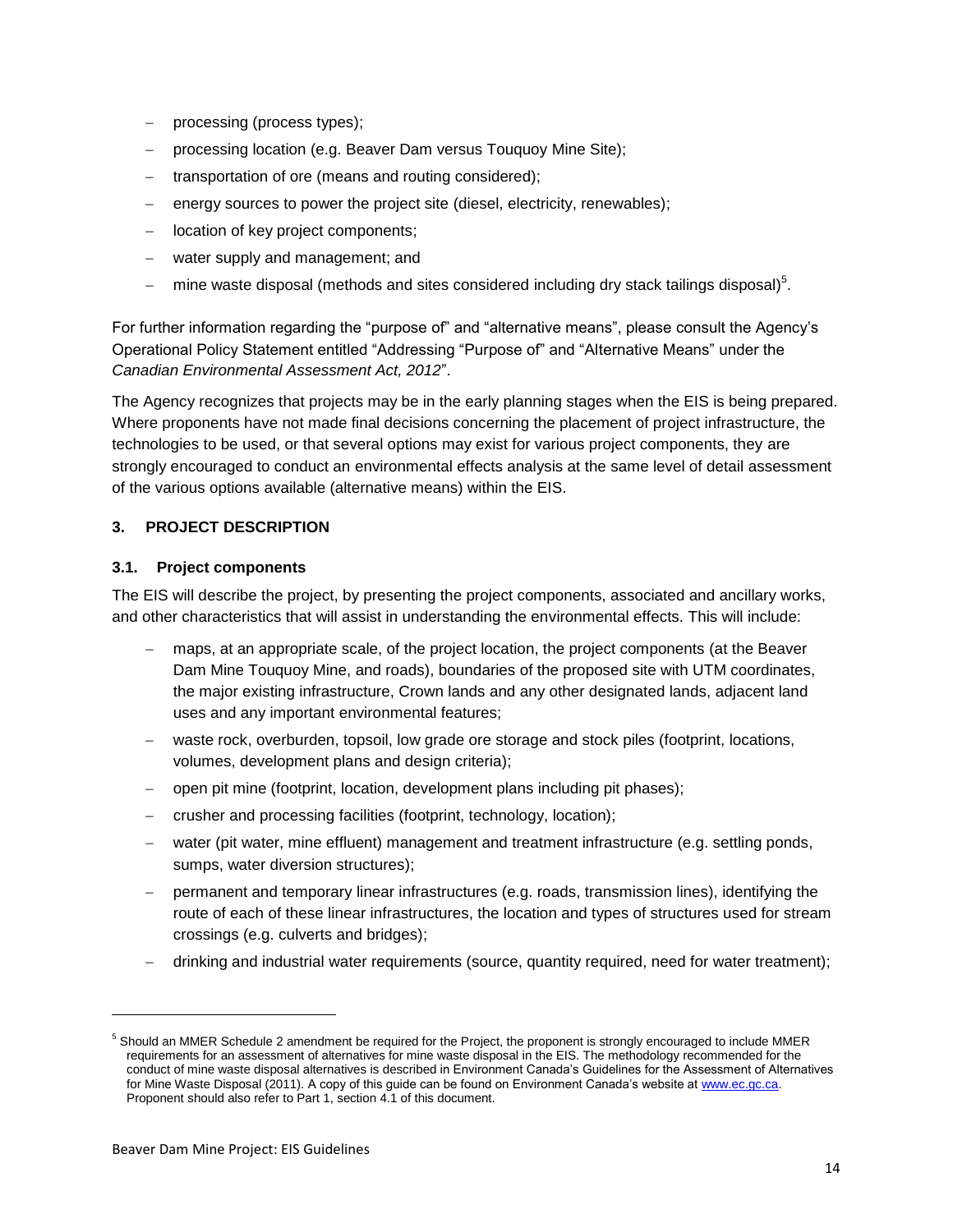- processing (process types);
- processing location (e.g. Beaver Dam versus Touquoy Mine Site);
- transportation of ore (means and routing considered);
- energy sources to power the project site (diesel, electricity, renewables);
- location of key project components;
- water supply and management; and
- mine waste disposal (methods and sites considered including dry stack tailings disposal)[5].

For further information regarding the "purpose of" and "alternative means", please consult the Agency's Operational Policy Statement entitled "Addressing "Purpose of" and "Alternative Means" under the *Canadian Environmental Assessment Act, 2012*".

The Agency recognizes that projects may be in the early planning stages when the EIS is being prepared. Where proponents have not made final decisions concerning the placement of project infrastructure, the technologies to be used, or that several options may exist for various project components, they are strongly encouraged to conduct an environmental effects analysis at the same level of detail assessment of the various options available (alternative means) within the EIS.

## 3. PROJECT DESCRIPTION

### 3.1. Project components

The EIS will describe the project, by presenting the project components, associated and ancillary works, and other characteristics that will assist in understanding the environmental effects. This will include:

- maps, at an appropriate scale, of the project location, the project components (at the Beaver Dam Mine Touquoy Mine, and roads), boundaries of the proposed site with UTM coordinates, the major existing infrastructure, Crown lands and any other designated lands, adjacent land uses and any important environmental features;
- waste rock, overburden, topsoil, low grade ore storage and stock piles (footprint, locations, volumes, development plans and design criteria);
- open pit mine (footprint, location, development plans including pit phases);
- crusher and processing facilities (footprint, technology, location);
- water (pit water, mine effluent) management and treatment infrastructure (e.g. settling ponds, sumps, water diversion structures);
- permanent and temporary linear infrastructures (e.g. roads, transmission lines), identifying the route of each of these linear infrastructures, the location and types of structures used for stream crossings (e.g. culverts and bridges);
- drinking and industrial water requirements (source, quantity required, need for water treatment);

[5] Should an MMER Schedule 2 amendment be required for the Project, the proponent is strongly encouraged to include MMER requirements for an assessment of alternatives for mine waste disposal in the EIS. The methodology recommended for the conduct of mine waste disposal alternatives is described in Environment Canada's Guidelines for the Assessment of Alternatives for Mine Waste Disposal (2011). A copy of this guide can be found on Environment Canada's website at www.ec.gc.ca. Proponent should also refer to Part 1, section 4.1 of this document.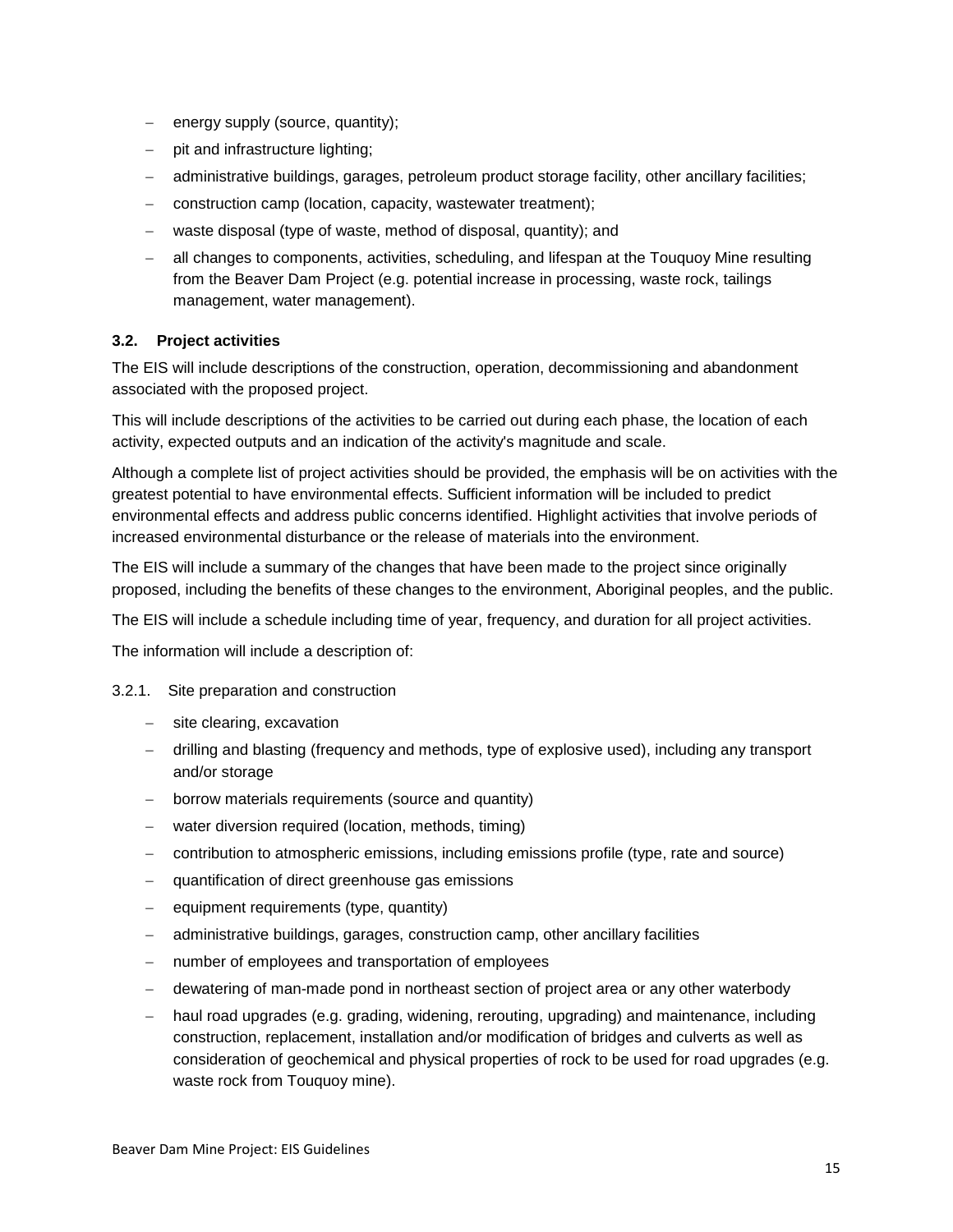- energy supply (source, quantity);
- pit and infrastructure lighting;
- administrative buildings, garages, petroleum product storage facility, other ancillary facilities;
- construction camp (location, capacity, wastewater treatment);
- waste disposal (type of waste, method of disposal, quantity); and
- all changes to components, activities, scheduling, and lifespan at the Touquoy Mine resulting from the Beaver Dam Project (e.g. potential increase in processing, waste rock, tailings management, water management).

### 3.2. Project activities

The EIS will include descriptions of the construction, operation, decommissioning and abandonment associated with the proposed project.

This will include descriptions of the activities to be carried out during each phase, the location of each activity, expected outputs and an indication of the activity's magnitude and scale.

Although a complete list of project activities should be provided, the emphasis will be on activities with the greatest potential to have environmental effects. Sufficient information will be included to predict environmental effects and address public concerns identified. Highlight activities that involve periods of increased environmental disturbance or the release of materials into the environment.

The EIS will include a summary of the changes that have been made to the project since originally proposed, including the benefits of these changes to the environment, Aboriginal peoples, and the public.

The EIS will include a schedule including time of year, frequency, and duration for all project activities.

The information will include a description of:

3.2.1. Site preparation and construction

- site clearing, excavation
- drilling and blasting (frequency and methods, type of explosive used), including any transport and/or storage
- borrow materials requirements (source and quantity)
- water diversion required (location, methods, timing)
- contribution to atmospheric emissions, including emissions profile (type, rate and source)
- quantification of direct greenhouse gas emissions
- equipment requirements (type, quantity)
- administrative buildings, garages, construction camp, other ancillary facilities
- number of employees and transportation of employees
- dewatering of man-made pond in northeast section of project area or any other waterbody
- haul road upgrades (e.g. grading, widening, rerouting, upgrading) and maintenance, including construction, replacement, installation and/or modification of bridges and culverts as well as consideration of geochemical and physical properties of rock to be used for road upgrades (e.g. waste rock from Touquoy mine).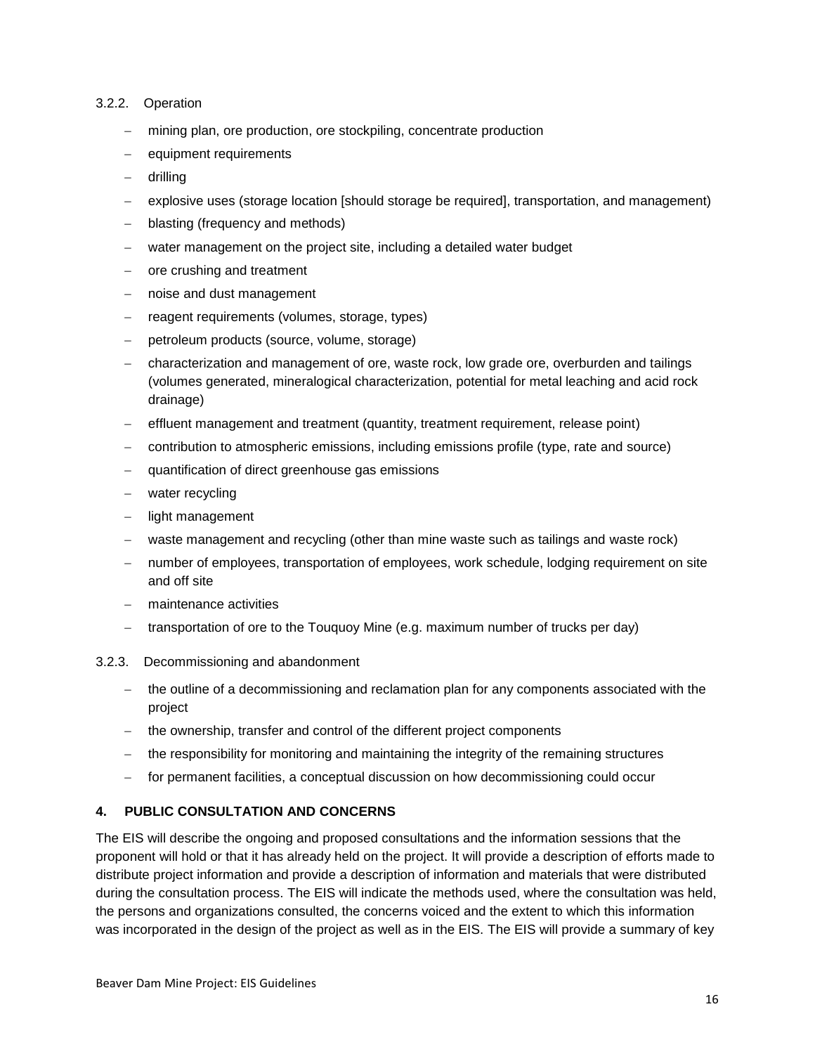#### 3.2.2. Operation

- mining plan, ore production, ore stockpiling, concentrate production
- equipment requirements
- drilling
- explosive uses (storage location [should storage be required], transportation, and management)
- blasting (frequency and methods)
- water management on the project site, including a detailed water budget
- ore crushing and treatment
- noise and dust management
- reagent requirements (volumes, storage, types)
- petroleum products (source, volume, storage)
- characterization and management of ore, waste rock, low grade ore, overburden and tailings (volumes generated, mineralogical characterization, potential for metal leaching and acid rock drainage)
- effluent management and treatment (quantity, treatment requirement, release point)
- contribution to atmospheric emissions, including emissions profile (type, rate and source)
- quantification of direct greenhouse gas emissions
- water recycling
- light management
- waste management and recycling (other than mine waste such as tailings and waste rock)
- number of employees, transportation of employees, work schedule, lodging requirement on site and off site
- maintenance activities
- transportation of ore to the Touquoy Mine (e.g. maximum number of trucks per day)

#### 3.2.3. Decommissioning and abandonment

- the outline of a decommissioning and reclamation plan for any components associated with the project
- the ownership, transfer and control of the different project components
- the responsibility for monitoring and maintaining the integrity of the remaining structures
- for permanent facilities, a conceptual discussion on how decommissioning could occur

## 4. PUBLIC CONSULTATION AND CONCERNS

The EIS will describe the ongoing and proposed consultations and the information sessions that the proponent will hold or that it has already held on the project. It will provide a description of efforts made to distribute project information and provide a description of information and materials that were distributed during the consultation process. The EIS will indicate the methods used, where the consultation was held, the persons and organizations consulted, the concerns voiced and the extent to which this information was incorporated in the design of the project as well as in the EIS. The EIS will provide a summary of key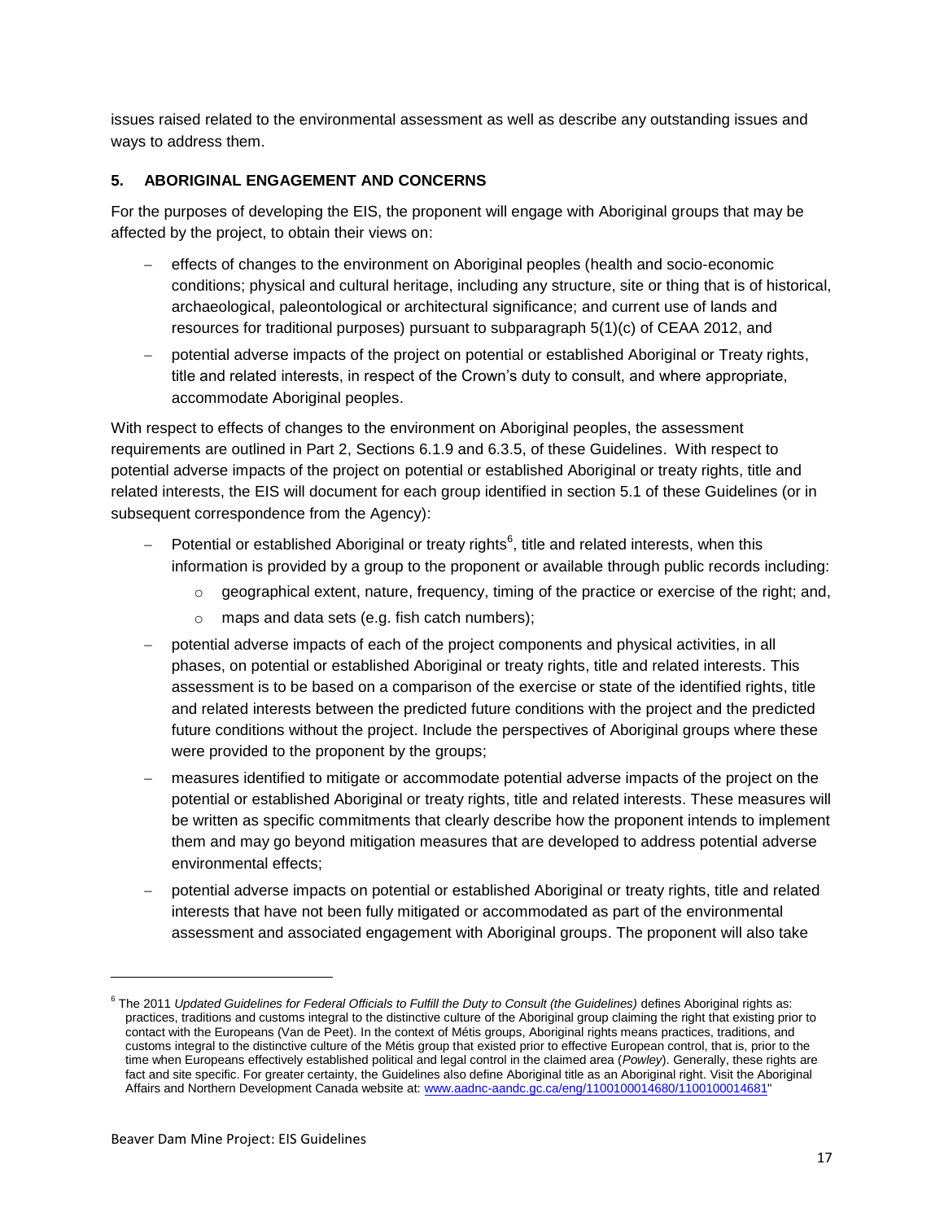issues raised related to the environmental assessment as well as describe any outstanding issues and ways to address them.

## 5. ABORIGINAL ENGAGEMENT AND CONCERNS

For the purposes of developing the EIS, the proponent will engage with Aboriginal groups that may be affected by the project, to obtain their views on:

- effects of changes to the environment on Aboriginal peoples (health and socio-economic conditions; physical and cultural heritage, including any structure, site or thing that is of historical, archaeological, paleontological or architectural significance; and current use of lands and resources for traditional purposes) pursuant to subparagraph 5(1)(c) of CEAA 2012, and
- potential adverse impacts of the project on potential or established Aboriginal or Treaty rights, title and related interests, in respect of the Crown's duty to consult, and where appropriate, accommodate Aboriginal peoples.

With respect to effects of changes to the environment on Aboriginal peoples, the assessment requirements are outlined in Part 2, Sections 6.1.9 and 6.3.5, of these Guidelines. With respect to potential adverse impacts of the project on potential or established Aboriginal or treaty rights, title and related interests, the EIS will document for each group identified in section 5.1 of these Guidelines (or in subsequent correspondence from the Agency):

- Potential or established Aboriginal or treaty rights[6], title and related interests, when this information is provided by a group to the proponent or available through public records including:
  - geographical extent, nature, frequency, timing of the practice or exercise of the right; and,
  - maps and data sets (e.g. fish catch numbers);
- potential adverse impacts of each of the project components and physical activities, in all phases, on potential or established Aboriginal or treaty rights, title and related interests. This assessment is to be based on a comparison of the exercise or state of the identified rights, title and related interests between the predicted future conditions with the project and the predicted future conditions without the project. Include the perspectives of Aboriginal groups where these were provided to the proponent by the groups;
- measures identified to mitigate or accommodate potential adverse impacts of the project on the potential or established Aboriginal or treaty rights, title and related interests. These measures will be written as specific commitments that clearly describe how the proponent intends to implement them and may go beyond mitigation measures that are developed to address potential adverse environmental effects;
- potential adverse impacts on potential or established Aboriginal or treaty rights, title and related interests that have not been fully mitigated or accommodated as part of the environmental assessment and associated engagement with Aboriginal groups. The proponent will also take

---

[6] The 2011 *Updated Guidelines for Federal Officials to Fulfill the Duty to Consult (the Guidelines)* defines Aboriginal rights as: practices, traditions and customs integral to the distinctive culture of the Aboriginal group claiming the right that existing prior to contact with the Europeans (Van de Peet). In the context of Métis groups, Aboriginal rights means practices, traditions, and customs integral to the distinctive culture of the Métis group that existed prior to effective European control, that is, prior to the time when Europeans effectively established political and legal control in the claimed area (*Powley*). Generally, these rights are fact and site specific. For greater certainty, the Guidelines also define Aboriginal title as an Aboriginal right. Visit the Aboriginal Affairs and Northern Development Canada website at: www.aadnc-aandc.gc.ca/eng/1100100014680/1100100014681"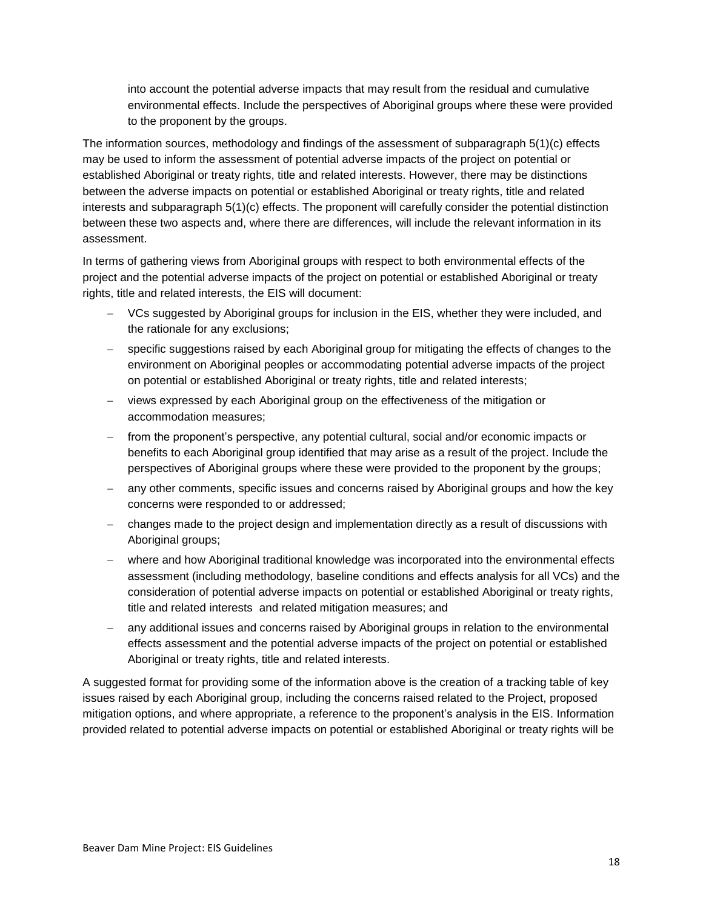into account the potential adverse impacts that may result from the residual and cumulative environmental effects. Include the perspectives of Aboriginal groups where these were provided to the proponent by the groups.

The information sources, methodology and findings of the assessment of subparagraph 5(1)(c) effects may be used to inform the assessment of potential adverse impacts of the project on potential or established Aboriginal or treaty rights, title and related interests. However, there may be distinctions between the adverse impacts on potential or established Aboriginal or treaty rights, title and related interests and subparagraph 5(1)(c) effects. The proponent will carefully consider the potential distinction between these two aspects and, where there are differences, will include the relevant information in its assessment.

In terms of gathering views from Aboriginal groups with respect to both environmental effects of the project and the potential adverse impacts of the project on potential or established Aboriginal or treaty rights, title and related interests, the EIS will document:

- VCs suggested by Aboriginal groups for inclusion in the EIS, whether they were included, and the rationale for any exclusions;
- specific suggestions raised by each Aboriginal group for mitigating the effects of changes to the environment on Aboriginal peoples or accommodating potential adverse impacts of the project on potential or established Aboriginal or treaty rights, title and related interests;
- views expressed by each Aboriginal group on the effectiveness of the mitigation or accommodation measures;
- from the proponent's perspective, any potential cultural, social and/or economic impacts or benefits to each Aboriginal group identified that may arise as a result of the project. Include the perspectives of Aboriginal groups where these were provided to the proponent by the groups;
- any other comments, specific issues and concerns raised by Aboriginal groups and how the key concerns were responded to or addressed;
- changes made to the project design and implementation directly as a result of discussions with Aboriginal groups;
- where and how Aboriginal traditional knowledge was incorporated into the environmental effects assessment (including methodology, baseline conditions and effects analysis for all VCs) and the consideration of potential adverse impacts on potential or established Aboriginal or treaty rights, title and related interests and related mitigation measures; and
- any additional issues and concerns raised by Aboriginal groups in relation to the environmental effects assessment and the potential adverse impacts of the project on potential or established Aboriginal or treaty rights, title and related interests.

A suggested format for providing some of the information above is the creation of a tracking table of key issues raised by each Aboriginal group, including the concerns raised related to the Project, proposed mitigation options, and where appropriate, a reference to the proponent's analysis in the EIS. Information provided related to potential adverse impacts on potential or established Aboriginal or treaty rights will be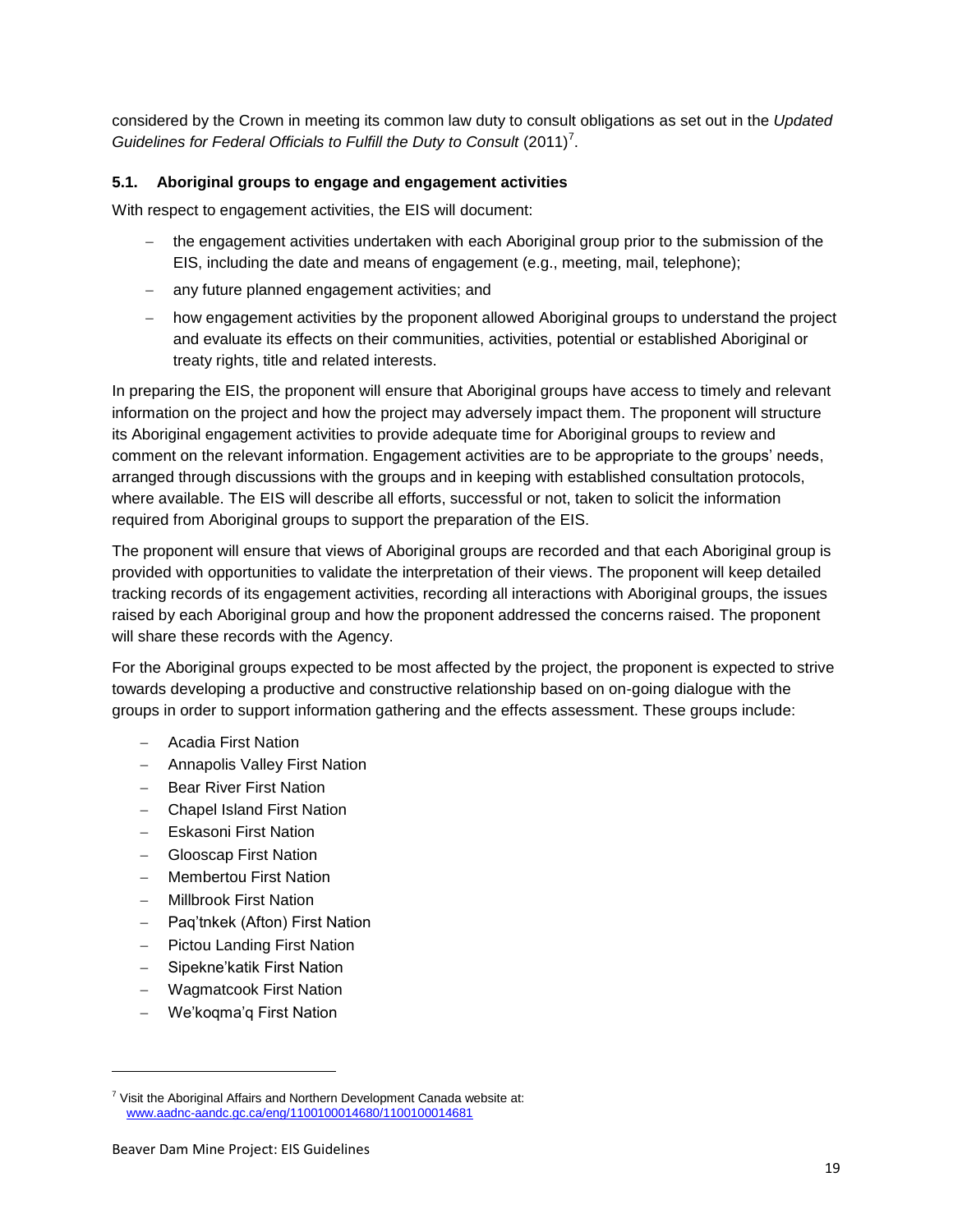considered by the Crown in meeting its common law duty to consult obligations as set out in the *Updated Guidelines for Federal Officials to Fulfill the Duty to Consult* (2011)[7].

### 5.1. Aboriginal groups to engage and engagement activities

With respect to engagement activities, the EIS will document:

- the engagement activities undertaken with each Aboriginal group prior to the submission of the EIS, including the date and means of engagement (e.g., meeting, mail, telephone);
- any future planned engagement activities; and
- how engagement activities by the proponent allowed Aboriginal groups to understand the project and evaluate its effects on their communities, activities, potential or established Aboriginal or treaty rights, title and related interests.

In preparing the EIS, the proponent will ensure that Aboriginal groups have access to timely and relevant information on the project and how the project may adversely impact them. The proponent will structure its Aboriginal engagement activities to provide adequate time for Aboriginal groups to review and comment on the relevant information. Engagement activities are to be appropriate to the groups' needs, arranged through discussions with the groups and in keeping with established consultation protocols, where available. The EIS will describe all efforts, successful or not, taken to solicit the information required from Aboriginal groups to support the preparation of the EIS.

The proponent will ensure that views of Aboriginal groups are recorded and that each Aboriginal group is provided with opportunities to validate the interpretation of their views. The proponent will keep detailed tracking records of its engagement activities, recording all interactions with Aboriginal groups, the issues raised by each Aboriginal group and how the proponent addressed the concerns raised. The proponent will share these records with the Agency.

For the Aboriginal groups expected to be most affected by the project, the proponent is expected to strive towards developing a productive and constructive relationship based on on-going dialogue with the groups in order to support information gathering and the effects assessment. These groups include:

- Acadia First Nation
- Annapolis Valley First Nation
- Bear River First Nation
- Chapel Island First Nation
- Eskasoni First Nation
- Glooscap First Nation
- Membertou First Nation
- Millbrook First Nation
- Paq'tnkek (Afton) First Nation
- Pictou Landing First Nation
- Sipekne'katik First Nation
- Wagmatcook First Nation
- We'koqma'q First Nation

---

[7] Visit the Aboriginal Affairs and Northern Development Canada website at: www.aadnc-aandc.gc.ca/eng/1100100014680/1100100014681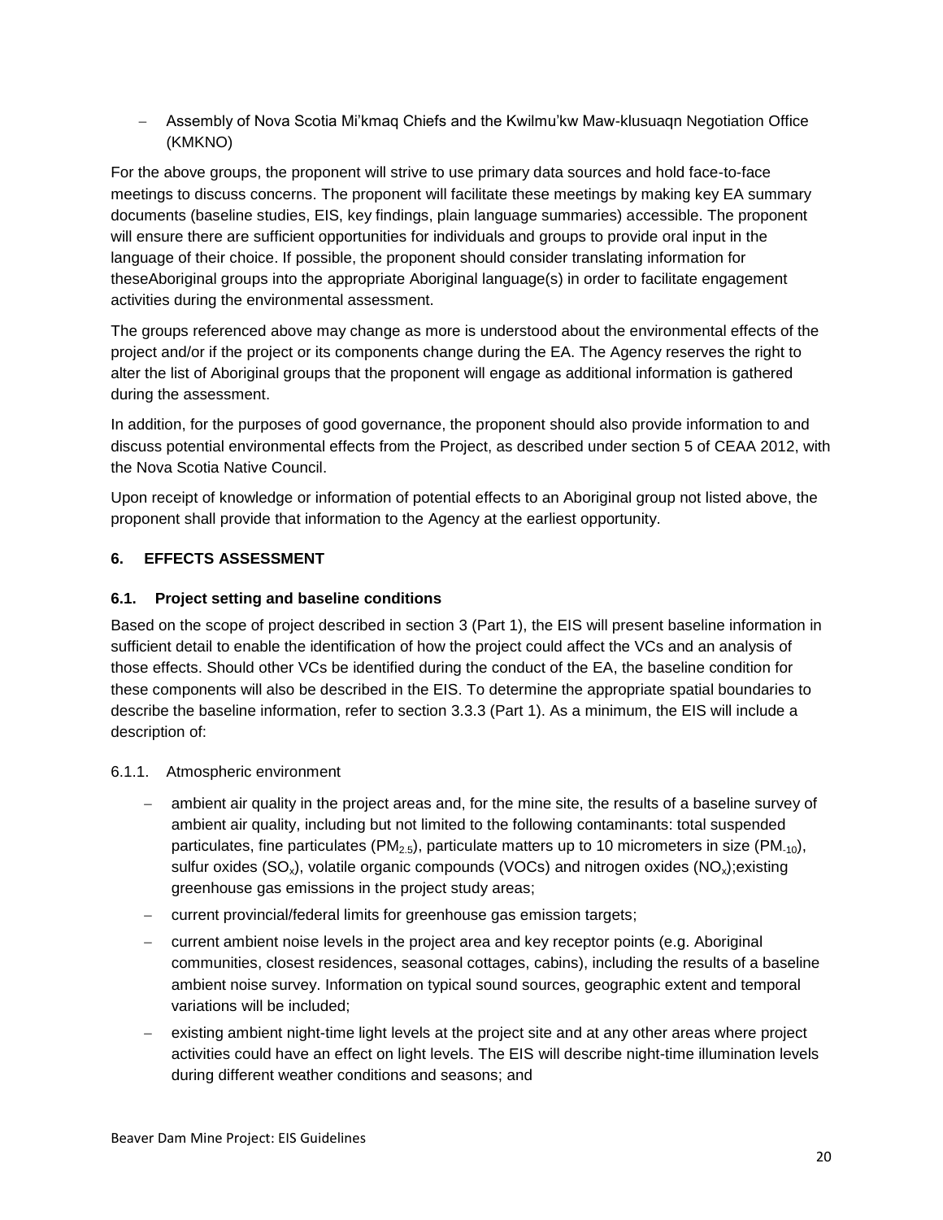- Assembly of Nova Scotia Mi'kmaq Chiefs and the Kwilmu'kw Maw-klusuaqn Negotiation Office (KMKNO)

For the above groups, the proponent will strive to use primary data sources and hold face-to-face meetings to discuss concerns. The proponent will facilitate these meetings by making key EA summary documents (baseline studies, EIS, key findings, plain language summaries) accessible. The proponent will ensure there are sufficient opportunities for individuals and groups to provide oral input in the language of their choice. If possible, the proponent should consider translating information for theseAboriginal groups into the appropriate Aboriginal language(s) in order to facilitate engagement activities during the environmental assessment.

The groups referenced above may change as more is understood about the environmental effects of the project and/or if the project or its components change during the EA. The Agency reserves the right to alter the list of Aboriginal groups that the proponent will engage as additional information is gathered during the assessment.

In addition, for the purposes of good governance, the proponent should also provide information to and discuss potential environmental effects from the Project, as described under section 5 of CEAA 2012, with the Nova Scotia Native Council.

Upon receipt of knowledge or information of potential effects to an Aboriginal group not listed above, the proponent shall provide that information to the Agency at the earliest opportunity.

## 6. EFFECTS ASSESSMENT

### 6.1. Project setting and baseline conditions

Based on the scope of project described in section 3 (Part 1), the EIS will present baseline information in sufficient detail to enable the identification of how the project could affect the VCs and an analysis of those effects. Should other VCs be identified during the conduct of the EA, the baseline condition for these components will also be described in the EIS. To determine the appropriate spatial boundaries to describe the baseline information, refer to section 3.3.3 (Part 1). As a minimum, the EIS will include a description of:

6.1.1. Atmospheric environment

- ambient air quality in the project areas and, for the mine site, the results of a baseline survey of ambient air quality, including but not limited to the following contaminants: total suspended particulates, fine particulates ($PM_{2.5}$), particulate matters up to 10 micrometers in size ($PM_{-10}$), sulfur oxides ($SO_x$), volatile organic compounds (VOCs) and nitrogen oxides ($NO_x$);existing greenhouse gas emissions in the project study areas;
- current provincial/federal limits for greenhouse gas emission targets;
- current ambient noise levels in the project area and key receptor points (e.g. Aboriginal communities, closest residences, seasonal cottages, cabins), including the results of a baseline ambient noise survey. Information on typical sound sources, geographic extent and temporal variations will be included;
- existing ambient night-time light levels at the project site and at any other areas where project activities could have an effect on light levels. The EIS will describe night-time illumination levels during different weather conditions and seasons; and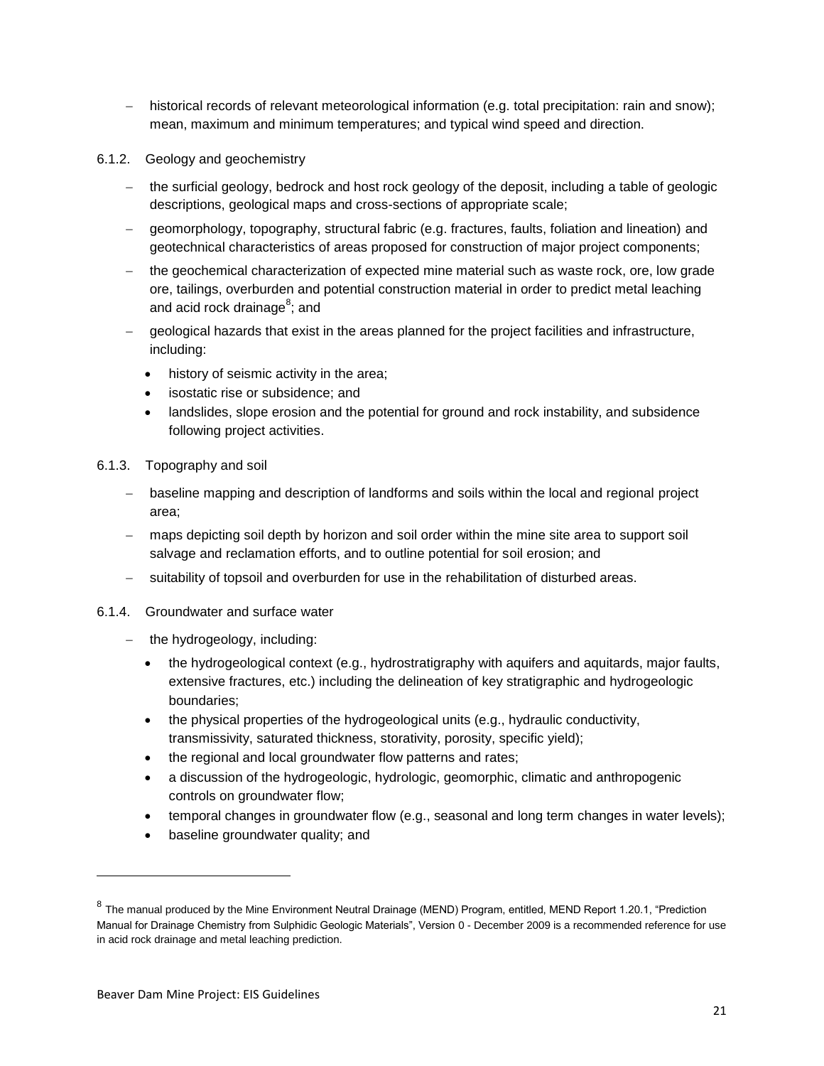- historical records of relevant meteorological information (e.g. total precipitation: rain and snow); mean, maximum and minimum temperatures; and typical wind speed and direction.

#### 6.1.2. Geology and geochemistry

- the surficial geology, bedrock and host rock geology of the deposit, including a table of geologic descriptions, geological maps and cross-sections of appropriate scale;
- geomorphology, topography, structural fabric (e.g. fractures, faults, foliation and lineation) and geotechnical characteristics of areas proposed for construction of major project components;
- the geochemical characterization of expected mine material such as waste rock, ore, low grade ore, tailings, overburden and potential construction material in order to predict metal leaching and acid rock drainage[8]; and
- geological hazards that exist in the areas planned for the project facilities and infrastructure, including:
  - history of seismic activity in the area;
  - isostatic rise or subsidence; and
  - landslides, slope erosion and the potential for ground and rock instability, and subsidence following project activities.

#### 6.1.3. Topography and soil

- baseline mapping and description of landforms and soils within the local and regional project area;
- maps depicting soil depth by horizon and soil order within the mine site area to support soil salvage and reclamation efforts, and to outline potential for soil erosion; and
- suitability of topsoil and overburden for use in the rehabilitation of disturbed areas.

#### 6.1.4. Groundwater and surface water

- the hydrogeology, including:
  - the hydrogeological context (e.g., hydrostratigraphy with aquifers and aquitards, major faults, extensive fractures, etc.) including the delineation of key stratigraphic and hydrogeologic boundaries;
  - the physical properties of the hydrogeological units (e.g., hydraulic conductivity, transmissivity, saturated thickness, storativity, porosity, specific yield);
  - the regional and local groundwater flow patterns and rates;
  - a discussion of the hydrogeologic, hydrologic, geomorphic, climatic and anthropogenic controls on groundwater flow;
  - temporal changes in groundwater flow (e.g., seasonal and long term changes in water levels);
  - baseline groundwater quality; and

---

[8] The manual produced by the Mine Environment Neutral Drainage (MEND) Program, entitled, MEND Report 1.20.1, "Prediction Manual for Drainage Chemistry from Sulphidic Geologic Materials", Version 0 - December 2009 is a recommended reference for use in acid rock drainage and metal leaching prediction.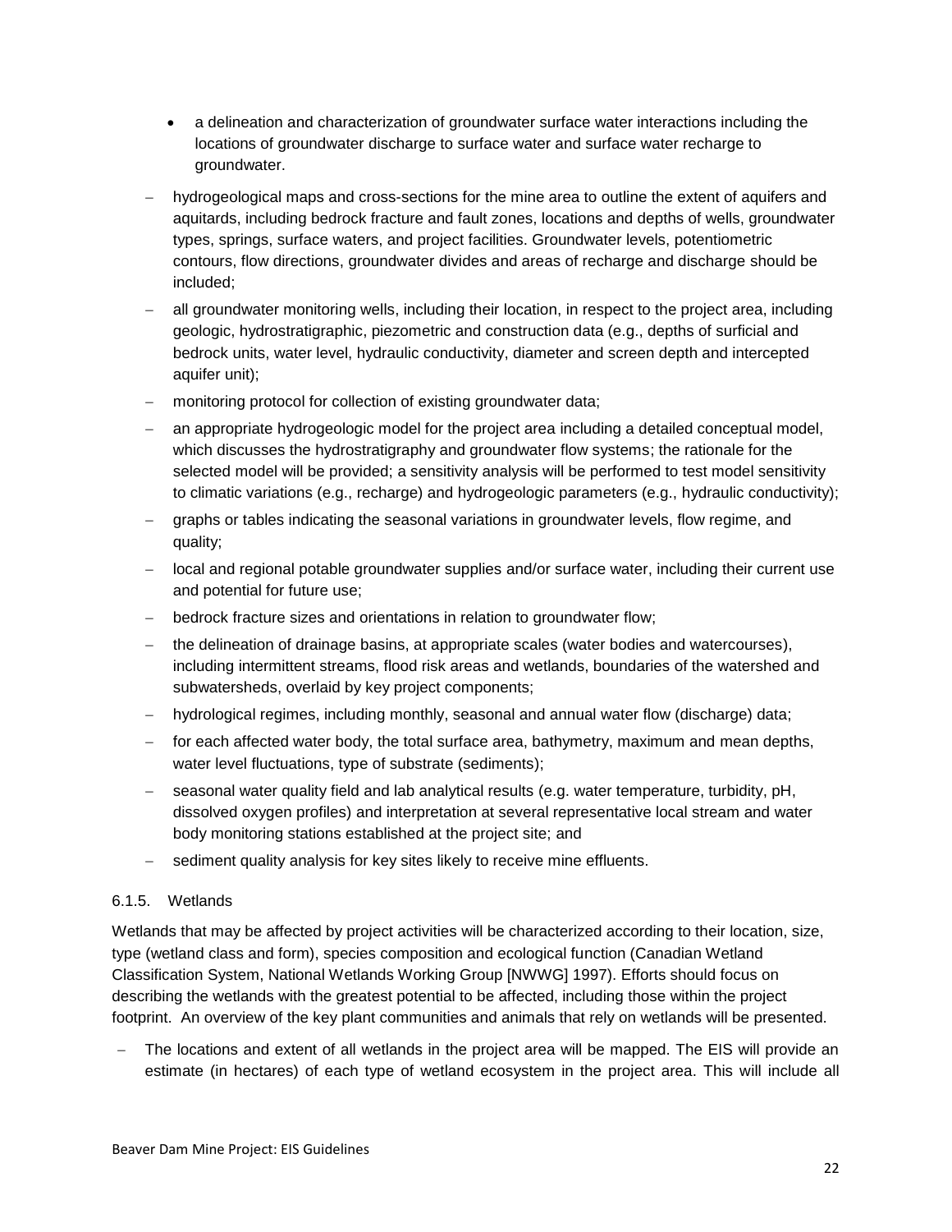- a delineation and characterization of groundwater surface water interactions including the locations of groundwater discharge to surface water and surface water recharge to groundwater.

- hydrogeological maps and cross-sections for the mine area to outline the extent of aquifers and aquitards, including bedrock fracture and fault zones, locations and depths of wells, groundwater types, springs, surface waters, and project facilities. Groundwater levels, potentiometric contours, flow directions, groundwater divides and areas of recharge and discharge should be included;
- all groundwater monitoring wells, including their location, in respect to the project area, including geologic, hydrostratigraphic, piezometric and construction data (e.g., depths of surficial and bedrock units, water level, hydraulic conductivity, diameter and screen depth and intercepted aquifer unit);
- monitoring protocol for collection of existing groundwater data;
- an appropriate hydrogeologic model for the project area including a detailed conceptual model, which discusses the hydrostratigraphy and groundwater flow systems; the rationale for the selected model will be provided; a sensitivity analysis will be performed to test model sensitivity to climatic variations (e.g., recharge) and hydrogeologic parameters (e.g., hydraulic conductivity);
- graphs or tables indicating the seasonal variations in groundwater levels, flow regime, and quality;
- local and regional potable groundwater supplies and/or surface water, including their current use and potential for future use;
- bedrock fracture sizes and orientations in relation to groundwater flow;
- the delineation of drainage basins, at appropriate scales (water bodies and watercourses), including intermittent streams, flood risk areas and wetlands, boundaries of the watershed and subwatersheds, overlaid by key project components;
- hydrological regimes, including monthly, seasonal and annual water flow (discharge) data;
- for each affected water body, the total surface area, bathymetry, maximum and mean depths, water level fluctuations, type of substrate (sediments);
- seasonal water quality field and lab analytical results (e.g. water temperature, turbidity, pH, dissolved oxygen profiles) and interpretation at several representative local stream and water body monitoring stations established at the project site; and
- sediment quality analysis for key sites likely to receive mine effluents.

#### 6.1.5. Wetlands

Wetlands that may be affected by project activities will be characterized according to their location, size, type (wetland class and form), species composition and ecological function (Canadian Wetland Classification System, National Wetlands Working Group [NWWG] 1997). Efforts should focus on describing the wetlands with the greatest potential to be affected, including those within the project footprint. An overview of the key plant communities and animals that rely on wetlands will be presented.

- The locations and extent of all wetlands in the project area will be mapped. The EIS will provide an estimate (in hectares) of each type of wetland ecosystem in the project area. This will include all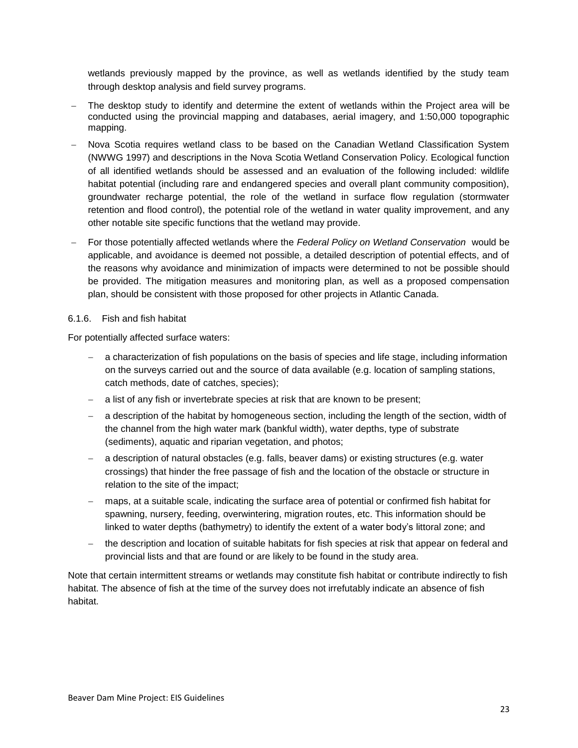wetlands previously mapped by the province, as well as wetlands identified by the study team through desktop analysis and field survey programs.

- The desktop study to identify and determine the extent of wetlands within the Project area will be conducted using the provincial mapping and databases, aerial imagery, and 1:50,000 topographic mapping.
- Nova Scotia requires wetland class to be based on the Canadian Wetland Classification System (NWWG 1997) and descriptions in the Nova Scotia Wetland Conservation Policy. Ecological function of all identified wetlands should be assessed and an evaluation of the following included: wildlife habitat potential (including rare and endangered species and overall plant community composition), groundwater recharge potential, the role of the wetland in surface flow regulation (stormwater retention and flood control), the potential role of the wetland in water quality improvement, and any other notable site specific functions that the wetland may provide.
- For those potentially affected wetlands where the *Federal Policy on Wetland Conservation* would be applicable, and avoidance is deemed not possible, a detailed description of potential effects, and of the reasons why avoidance and minimization of impacts were determined to not be possible should be provided. The mitigation measures and monitoring plan, as well as a proposed compensation plan, should be consistent with those proposed for other projects in Atlantic Canada.

#### 6.1.6. Fish and fish habitat

For potentially affected surface waters:

- a characterization of fish populations on the basis of species and life stage, including information on the surveys carried out and the source of data available (e.g. location of sampling stations, catch methods, date of catches, species);
- a list of any fish or invertebrate species at risk that are known to be present;
- a description of the habitat by homogeneous section, including the length of the section, width of the channel from the high water mark (bankful width), water depths, type of substrate (sediments), aquatic and riparian vegetation, and photos;
- a description of natural obstacles (e.g. falls, beaver dams) or existing structures (e.g. water crossings) that hinder the free passage of fish and the location of the obstacle or structure in relation to the site of the impact;
- maps, at a suitable scale, indicating the surface area of potential or confirmed fish habitat for spawning, nursery, feeding, overwintering, migration routes, etc. This information should be linked to water depths (bathymetry) to identify the extent of a water body's littoral zone; and
- the description and location of suitable habitats for fish species at risk that appear on federal and provincial lists and that are found or are likely to be found in the study area.

Note that certain intermittent streams or wetlands may constitute fish habitat or contribute indirectly to fish habitat. The absence of fish at the time of the survey does not irrefutably indicate an absence of fish habitat.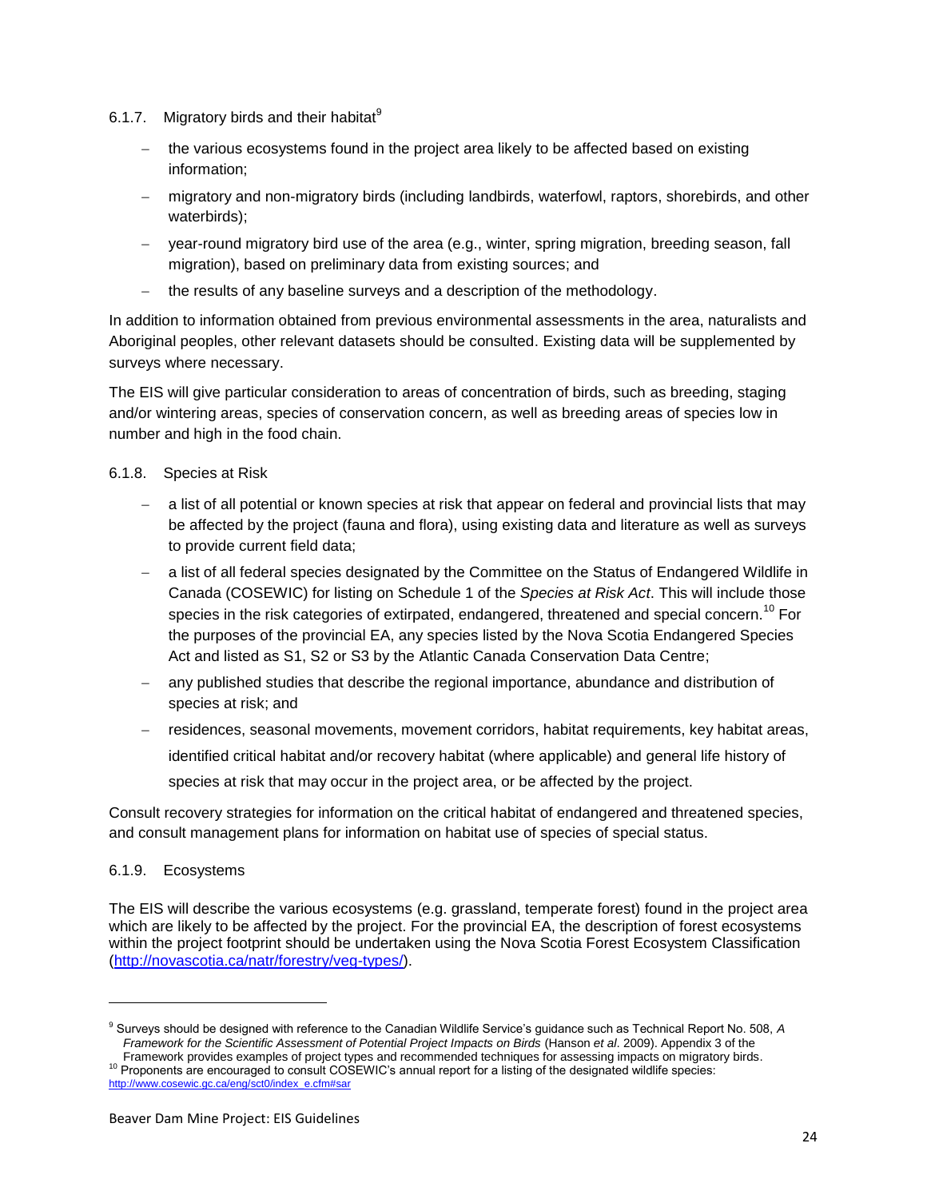#### 6.1.7. Migratory birds and their habitat[9]

- the various ecosystems found in the project area likely to be affected based on existing information;
- migratory and non-migratory birds (including landbirds, waterfowl, raptors, shorebirds, and other waterbirds);
- year-round migratory bird use of the area (e.g., winter, spring migration, breeding season, fall migration), based on preliminary data from existing sources; and
- the results of any baseline surveys and a description of the methodology.

In addition to information obtained from previous environmental assessments in the area, naturalists and Aboriginal peoples, other relevant datasets should be consulted. Existing data will be supplemented by surveys where necessary.

The EIS will give particular consideration to areas of concentration of birds, such as breeding, staging and/or wintering areas, species of conservation concern, as well as breeding areas of species low in number and high in the food chain.

#### 6.1.8. Species at Risk

- a list of all potential or known species at risk that appear on federal and provincial lists that may be affected by the project (fauna and flora), using existing data and literature as well as surveys to provide current field data;
- a list of all federal species designated by the Committee on the Status of Endangered Wildlife in Canada (COSEWIC) for listing on Schedule 1 of the *Species at Risk Act*. This will include those species in the risk categories of extirpated, endangered, threatened and special concern.[10] For the purposes of the provincial EA, any species listed by the Nova Scotia Endangered Species Act and listed as S1, S2 or S3 by the Atlantic Canada Conservation Data Centre;
- any published studies that describe the regional importance, abundance and distribution of species at risk; and
- residences, seasonal movements, movement corridors, habitat requirements, key habitat areas, identified critical habitat and/or recovery habitat (where applicable) and general life history of species at risk that may occur in the project area, or be affected by the project.

Consult recovery strategies for information on the critical habitat of endangered and threatened species, and consult management plans for information on habitat use of species of special status.

#### 6.1.9. Ecosystems

The EIS will describe the various ecosystems (e.g. grassland, temperate forest) found in the project area which are likely to be affected by the project. For the provincial EA, the description of forest ecosystems within the project footprint should be undertaken using the Nova Scotia Forest Ecosystem Classification (http://novascotia.ca/natr/forestry/veg-types/).

---

[9] Surveys should be designed with reference to the Canadian Wildlife Service's guidance such as Technical Report No. 508, *A Framework for the Scientific Assessment of Potential Project Impacts on Birds* (Hanson *et al*. 2009). Appendix 3 of the Framework provides examples of project types and recommended techniques for assessing impacts on migratory birds.

[10] Proponents are encouraged to consult COSEWIC's annual report for a listing of the designated wildlife species: http://www.cosewic.gc.ca/eng/sct0/index_e.cfm#sar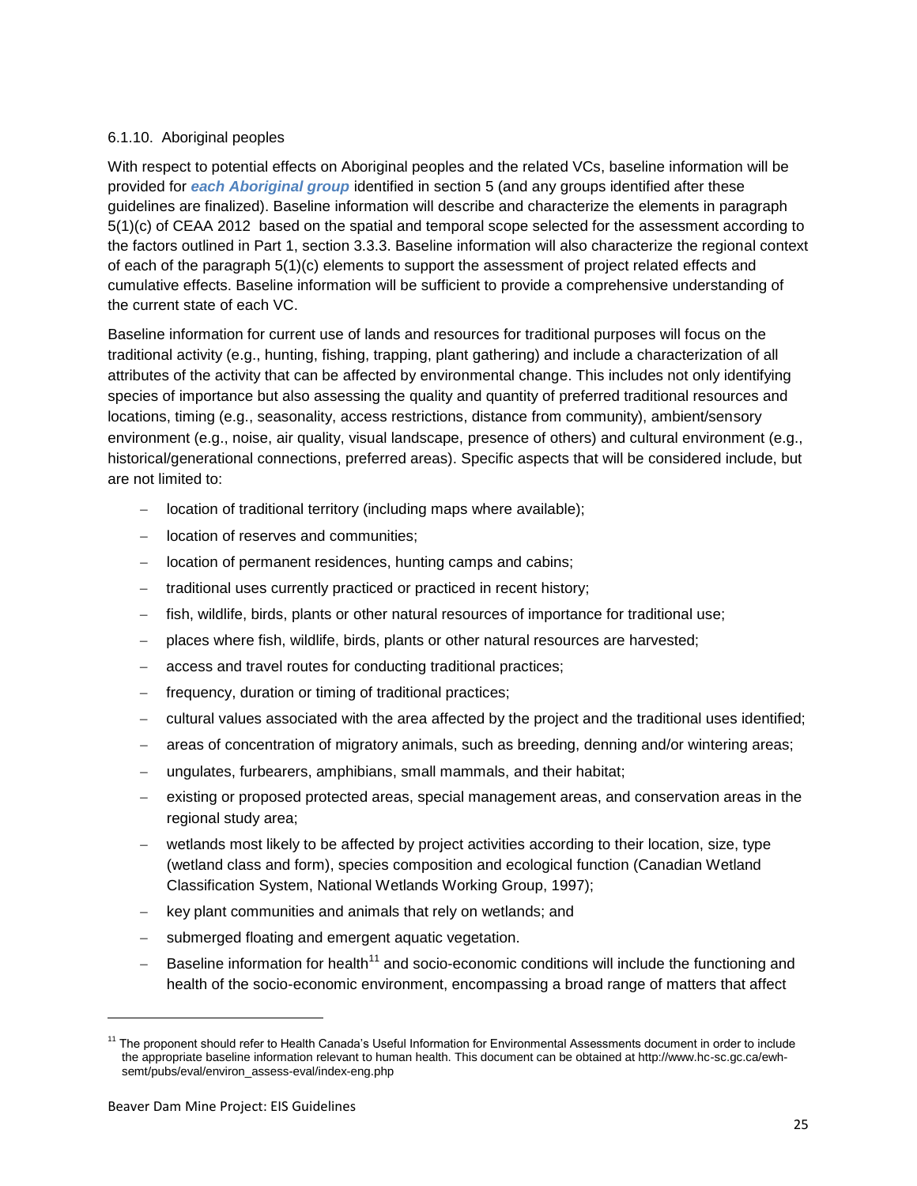#### 6.1.10. Aboriginal peoples

With respect to potential effects on Aboriginal peoples and the related VCs, baseline information will be provided for ***each Aboriginal group*** identified in section 5 (and any groups identified after these guidelines are finalized). Baseline information will describe and characterize the elements in paragraph 5(1)(c) of CEAA 2012 based on the spatial and temporal scope selected for the assessment according to the factors outlined in Part 1, section 3.3.3. Baseline information will also characterize the regional context of each of the paragraph 5(1)(c) elements to support the assessment of project related effects and cumulative effects. Baseline information will be sufficient to provide a comprehensive understanding of the current state of each VC.

Baseline information for current use of lands and resources for traditional purposes will focus on the traditional activity (e.g., hunting, fishing, trapping, plant gathering) and include a characterization of all attributes of the activity that can be affected by environmental change. This includes not only identifying species of importance but also assessing the quality and quantity of preferred traditional resources and locations, timing (e.g., seasonality, access restrictions, distance from community), ambient/sensory environment (e.g., noise, air quality, visual landscape, presence of others) and cultural environment (e.g., historical/generational connections, preferred areas). Specific aspects that will be considered include, but are not limited to:

- location of traditional territory (including maps where available);
- location of reserves and communities;
- location of permanent residences, hunting camps and cabins;
- traditional uses currently practiced or practiced in recent history;
- fish, wildlife, birds, plants or other natural resources of importance for traditional use;
- places where fish, wildlife, birds, plants or other natural resources are harvested;
- access and travel routes for conducting traditional practices;
- frequency, duration or timing of traditional practices;
- cultural values associated with the area affected by the project and the traditional uses identified;
- areas of concentration of migratory animals, such as breeding, denning and/or wintering areas;
- ungulates, furbearers, amphibians, small mammals, and their habitat;
- existing or proposed protected areas, special management areas, and conservation areas in the regional study area;
- wetlands most likely to be affected by project activities according to their location, size, type (wetland class and form), species composition and ecological function (Canadian Wetland Classification System, National Wetlands Working Group, 1997);
- key plant communities and animals that rely on wetlands; and
- submerged floating and emergent aquatic vegetation.
- Baseline information for health[11] and socio-economic conditions will include the functioning and health of the socio-economic environment, encompassing a broad range of matters that affect

[11] The proponent should refer to Health Canada's Useful Information for Environmental Assessments document in order to include the appropriate baseline information relevant to human health. This document can be obtained at http://www.hc-sc.gc.ca/ewh-semt/pubs/eval/environ_assess-eval/index-eng.php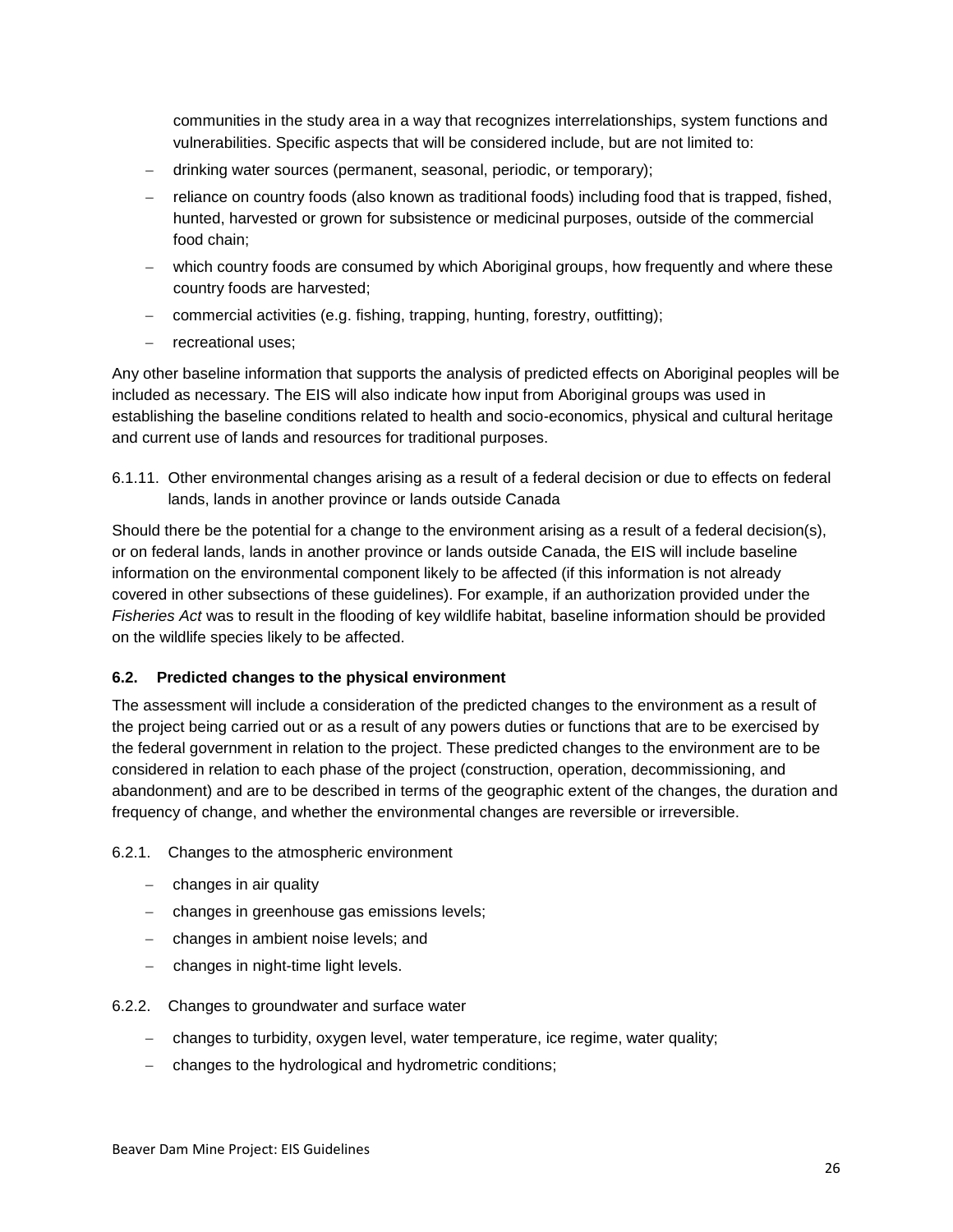communities in the study area in a way that recognizes interrelationships, system functions and vulnerabilities. Specific aspects that will be considered include, but are not limited to:

- drinking water sources (permanent, seasonal, periodic, or temporary);
- reliance on country foods (also known as traditional foods) including food that is trapped, fished, hunted, harvested or grown for subsistence or medicinal purposes, outside of the commercial food chain;
- which country foods are consumed by which Aboriginal groups, how frequently and where these country foods are harvested;
- commercial activities (e.g. fishing, trapping, hunting, forestry, outfitting);
- recreational uses;

Any other baseline information that supports the analysis of predicted effects on Aboriginal peoples will be included as necessary. The EIS will also indicate how input from Aboriginal groups was used in establishing the baseline conditions related to health and socio-economics, physical and cultural heritage and current use of lands and resources for traditional purposes.

6.1.11. Other environmental changes arising as a result of a federal decision or due to effects on federal lands, lands in another province or lands outside Canada

Should there be the potential for a change to the environment arising as a result of a federal decision(s), or on federal lands, lands in another province or lands outside Canada, the EIS will include baseline information on the environmental component likely to be affected (if this information is not already covered in other subsections of these guidelines). For example, if an authorization provided under the *Fisheries Act* was to result in the flooding of key wildlife habitat, baseline information should be provided on the wildlife species likely to be affected.

### 6.2. Predicted changes to the physical environment

The assessment will include a consideration of the predicted changes to the environment as a result of the project being carried out or as a result of any powers duties or functions that are to be exercised by the federal government in relation to the project. These predicted changes to the environment are to be considered in relation to each phase of the project (construction, operation, decommissioning, and abandonment) and are to be described in terms of the geographic extent of the changes, the duration and frequency of change, and whether the environmental changes are reversible or irreversible.

6.2.1. Changes to the atmospheric environment

- changes in air quality
- changes in greenhouse gas emissions levels;
- changes in ambient noise levels; and
- changes in night-time light levels.

6.2.2. Changes to groundwater and surface water

- changes to turbidity, oxygen level, water temperature, ice regime, water quality;
- changes to the hydrological and hydrometric conditions;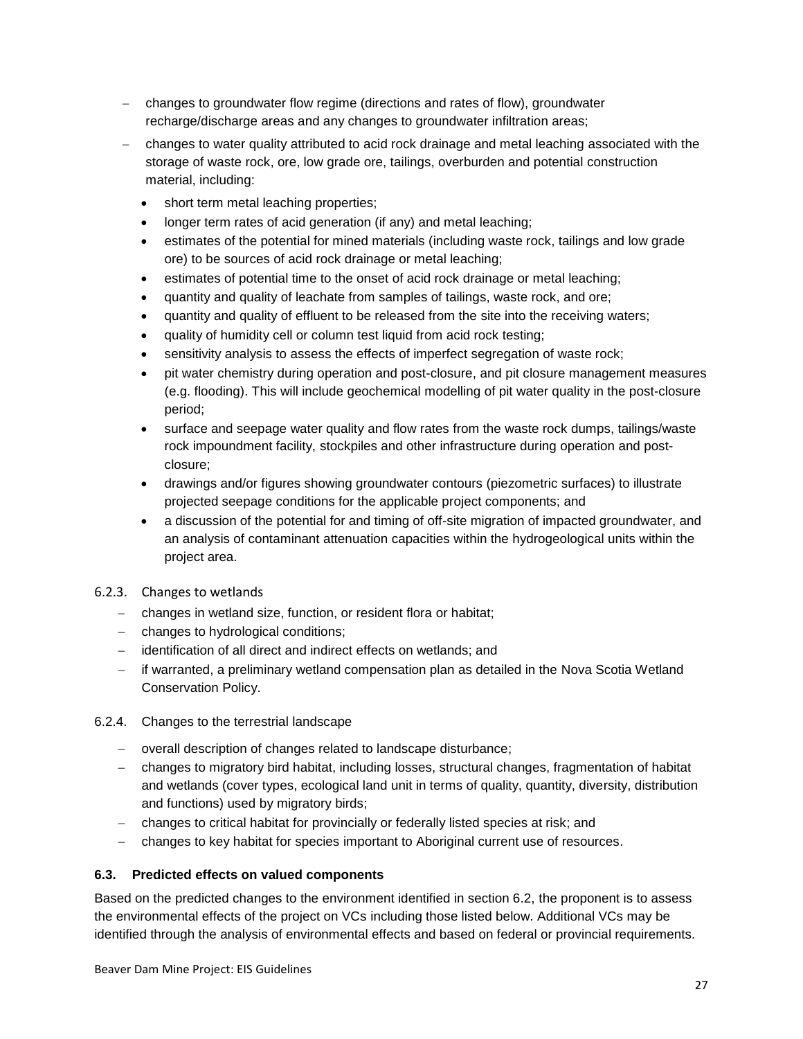- changes to groundwater flow regime (directions and rates of flow), groundwater recharge/discharge areas and any changes to groundwater infiltration areas;
- changes to water quality attributed to acid rock drainage and metal leaching associated with the storage of waste rock, ore, low grade ore, tailings, overburden and potential construction material, including:
  - short term metal leaching properties;
  - longer term rates of acid generation (if any) and metal leaching;
  - estimates of the potential for mined materials (including waste rock, tailings and low grade ore) to be sources of acid rock drainage or metal leaching;
  - estimates of potential time to the onset of acid rock drainage or metal leaching;
  - quantity and quality of leachate from samples of tailings, waste rock, and ore;
  - quantity and quality of effluent to be released from the site into the receiving waters;
  - quality of humidity cell or column test liquid from acid rock testing;
  - sensitivity analysis to assess the effects of imperfect segregation of waste rock;
  - pit water chemistry during operation and post-closure, and pit closure management measures (e.g. flooding). This will include geochemical modelling of pit water quality in the post-closure period;
  - surface and seepage water quality and flow rates from the waste rock dumps, tailings/waste rock impoundment facility, stockpiles and other infrastructure during operation and post-closure;
  - drawings and/or figures showing groundwater contours (piezometric surfaces) to illustrate projected seepage conditions for the applicable project components; and
  - a discussion of the potential for and timing of off-site migration of impacted groundwater, and an analysis of contaminant attenuation capacities within the hydrogeological units within the project area.

#### 6.2.3. Changes to wetlands

- changes in wetland size, function, or resident flora or habitat;
- changes to hydrological conditions;
- identification of all direct and indirect effects on wetlands; and
- if warranted, a preliminary wetland compensation plan as detailed in the Nova Scotia Wetland Conservation Policy.

#### 6.2.4. Changes to the terrestrial landscape

- overall description of changes related to landscape disturbance;
- changes to migratory bird habitat, including losses, structural changes, fragmentation of habitat and wetlands (cover types, ecological land unit in terms of quality, quantity, diversity, distribution and functions) used by migratory birds;
- changes to critical habitat for provincially or federally listed species at risk; and
- changes to key habitat for species important to Aboriginal current use of resources.

### 6.3. Predicted effects on valued components

Based on the predicted changes to the environment identified in section 6.2, the proponent is to assess the environmental effects of the project on VCs including those listed below. Additional VCs may be identified through the analysis of environmental effects and based on federal or provincial requirements.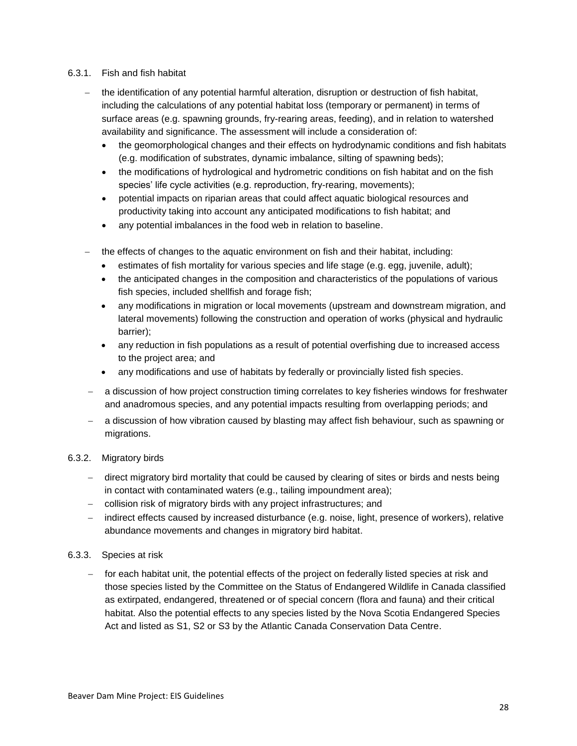#### 6.3.1. Fish and fish habitat

- the identification of any potential harmful alteration, disruption or destruction of fish habitat, including the calculations of any potential habitat loss (temporary or permanent) in terms of surface areas (e.g. spawning grounds, fry-rearing areas, feeding), and in relation to watershed availability and significance. The assessment will include a consideration of:
  - the geomorphological changes and their effects on hydrodynamic conditions and fish habitats (e.g. modification of substrates, dynamic imbalance, silting of spawning beds);
  - the modifications of hydrological and hydrometric conditions on fish habitat and on the fish species' life cycle activities (e.g. reproduction, fry-rearing, movements);
  - potential impacts on riparian areas that could affect aquatic biological resources and productivity taking into account any anticipated modifications to fish habitat; and
  - any potential imbalances in the food web in relation to baseline.
- the effects of changes to the aquatic environment on fish and their habitat, including:
  - estimates of fish mortality for various species and life stage (e.g. egg, juvenile, adult);
  - the anticipated changes in the composition and characteristics of the populations of various fish species, included shellfish and forage fish;
  - any modifications in migration or local movements (upstream and downstream migration, and lateral movements) following the construction and operation of works (physical and hydraulic barrier);
  - any reduction in fish populations as a result of potential overfishing due to increased access to the project area; and
  - any modifications and use of habitats by federally or provincially listed fish species.
- a discussion of how project construction timing correlates to key fisheries windows for freshwater and anadromous species, and any potential impacts resulting from overlapping periods; and
- a discussion of how vibration caused by blasting may affect fish behaviour, such as spawning or migrations.

#### 6.3.2. Migratory birds

- direct migratory bird mortality that could be caused by clearing of sites or birds and nests being in contact with contaminated waters (e.g., tailing impoundment area);
- collision risk of migratory birds with any project infrastructures; and
- indirect effects caused by increased disturbance (e.g. noise, light, presence of workers), relative abundance movements and changes in migratory bird habitat.

#### 6.3.3. Species at risk

- for each habitat unit, the potential effects of the project on federally listed species at risk and those species listed by the Committee on the Status of Endangered Wildlife in Canada classified as extirpated, endangered, threatened or of special concern (flora and fauna) and their critical habitat. Also the potential effects to any species listed by the Nova Scotia Endangered Species Act and listed as S1, S2 or S3 by the Atlantic Canada Conservation Data Centre.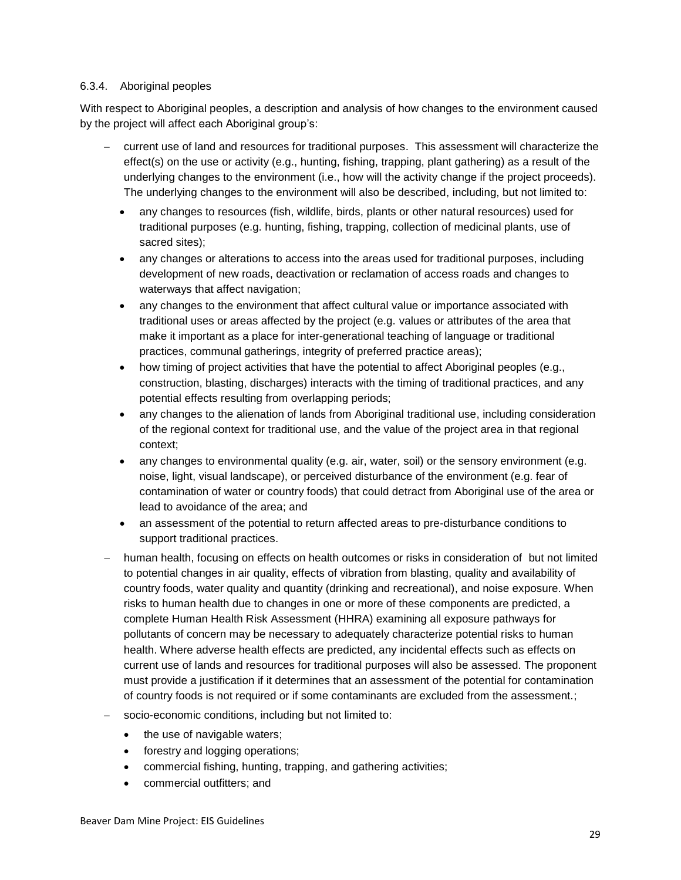### 6.3.4. Aboriginal peoples

With respect to Aboriginal peoples, a description and analysis of how changes to the environment caused by the project will affect each Aboriginal group's:

- current use of land and resources for traditional purposes. This assessment will characterize the effect(s) on the use or activity (e.g., hunting, fishing, trapping, plant gathering) as a result of the underlying changes to the environment (i.e., how will the activity change if the project proceeds). The underlying changes to the environment will also be described, including, but not limited to:
  - any changes to resources (fish, wildlife, birds, plants or other natural resources) used for traditional purposes (e.g. hunting, fishing, trapping, collection of medicinal plants, use of sacred sites);
  - any changes or alterations to access into the areas used for traditional purposes, including development of new roads, deactivation or reclamation of access roads and changes to waterways that affect navigation;
  - any changes to the environment that affect cultural value or importance associated with traditional uses or areas affected by the project (e.g. values or attributes of the area that make it important as a place for inter-generational teaching of language or traditional practices, communal gatherings, integrity of preferred practice areas);
  - how timing of project activities that have the potential to affect Aboriginal peoples (e.g., construction, blasting, discharges) interacts with the timing of traditional practices, and any potential effects resulting from overlapping periods;
  - any changes to the alienation of lands from Aboriginal traditional use, including consideration of the regional context for traditional use, and the value of the project area in that regional context;
  - any changes to environmental quality (e.g. air, water, soil) or the sensory environment (e.g. noise, light, visual landscape), or perceived disturbance of the environment (e.g. fear of contamination of water or country foods) that could detract from Aboriginal use of the area or lead to avoidance of the area; and
  - an assessment of the potential to return affected areas to pre-disturbance conditions to support traditional practices.
- human health, focusing on effects on health outcomes or risks in consideration of but not limited to potential changes in air quality, effects of vibration from blasting, quality and availability of country foods, water quality and quantity (drinking and recreational), and noise exposure. When risks to human health due to changes in one or more of these components are predicted, a complete Human Health Risk Assessment (HHRA) examining all exposure pathways for pollutants of concern may be necessary to adequately characterize potential risks to human health. Where adverse health effects are predicted, any incidental effects such as effects on current use of lands and resources for traditional purposes will also be assessed. The proponent must provide a justification if it determines that an assessment of the potential for contamination of country foods is not required or if some contaminants are excluded from the assessment.;
- socio-economic conditions, including but not limited to:
  - the use of navigable waters;
  - forestry and logging operations;
  - commercial fishing, hunting, trapping, and gathering activities;
  - commercial outfitters; and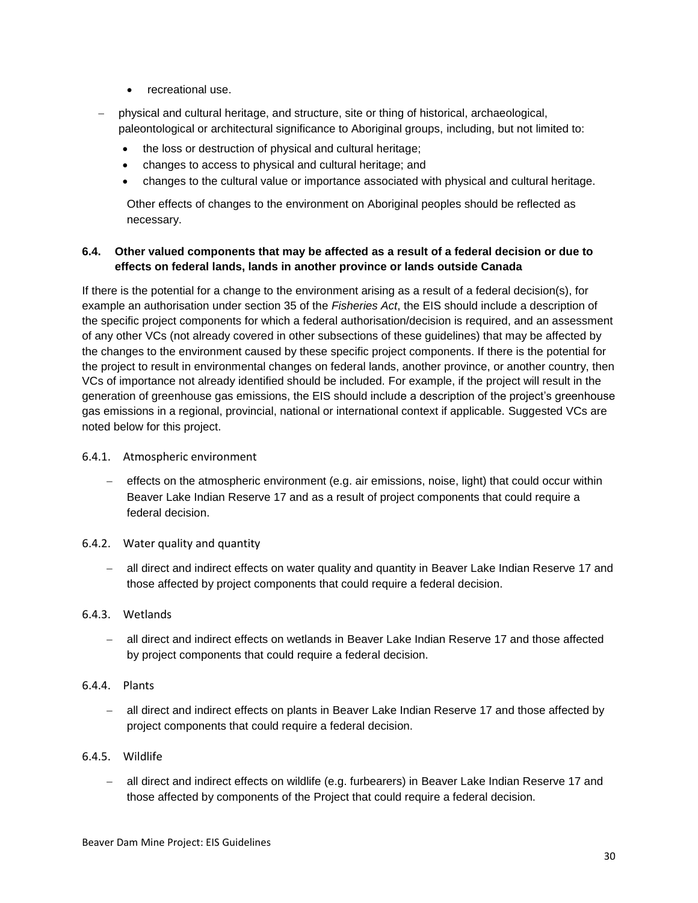- recreational use.

- physical and cultural heritage, and structure, site or thing of historical, archaeological, paleontological or architectural significance to Aboriginal groups, including, but not limited to:
  - the loss or destruction of physical and cultural heritage;
  - changes to access to physical and cultural heritage; and
  - changes to the cultural value or importance associated with physical and cultural heritage.

  Other effects of changes to the environment on Aboriginal peoples should be reflected as necessary.

### 6.4. Other valued components that may be affected as a result of a federal decision or due to effects on federal lands, lands in another province or lands outside Canada

If there is the potential for a change to the environment arising as a result of a federal decision(s), for example an authorisation under section 35 of the *Fisheries Act*, the EIS should include a description of the specific project components for which a federal authorisation/decision is required, and an assessment of any other VCs (not already covered in other subsections of these guidelines) that may be affected by the changes to the environment caused by these specific project components. If there is the potential for the project to result in environmental changes on federal lands, another province, or another country, then VCs of importance not already identified should be included. For example, if the project will result in the generation of greenhouse gas emissions, the EIS should include a description of the project's greenhouse gas emissions in a regional, provincial, national or international context if applicable. Suggested VCs are noted below for this project.

#### 6.4.1. Atmospheric environment

- effects on the atmospheric environment (e.g. air emissions, noise, light) that could occur within Beaver Lake Indian Reserve 17 and as a result of project components that could require a federal decision.

#### 6.4.2. Water quality and quantity

- all direct and indirect effects on water quality and quantity in Beaver Lake Indian Reserve 17 and those affected by project components that could require a federal decision.

#### 6.4.3. Wetlands

- all direct and indirect effects on wetlands in Beaver Lake Indian Reserve 17 and those affected by project components that could require a federal decision.

#### 6.4.4. Plants

- all direct and indirect effects on plants in Beaver Lake Indian Reserve 17 and those affected by project components that could require a federal decision.

#### 6.4.5. Wildlife

- all direct and indirect effects on wildlife (e.g. furbearers) in Beaver Lake Indian Reserve 17 and those affected by components of the Project that could require a federal decision.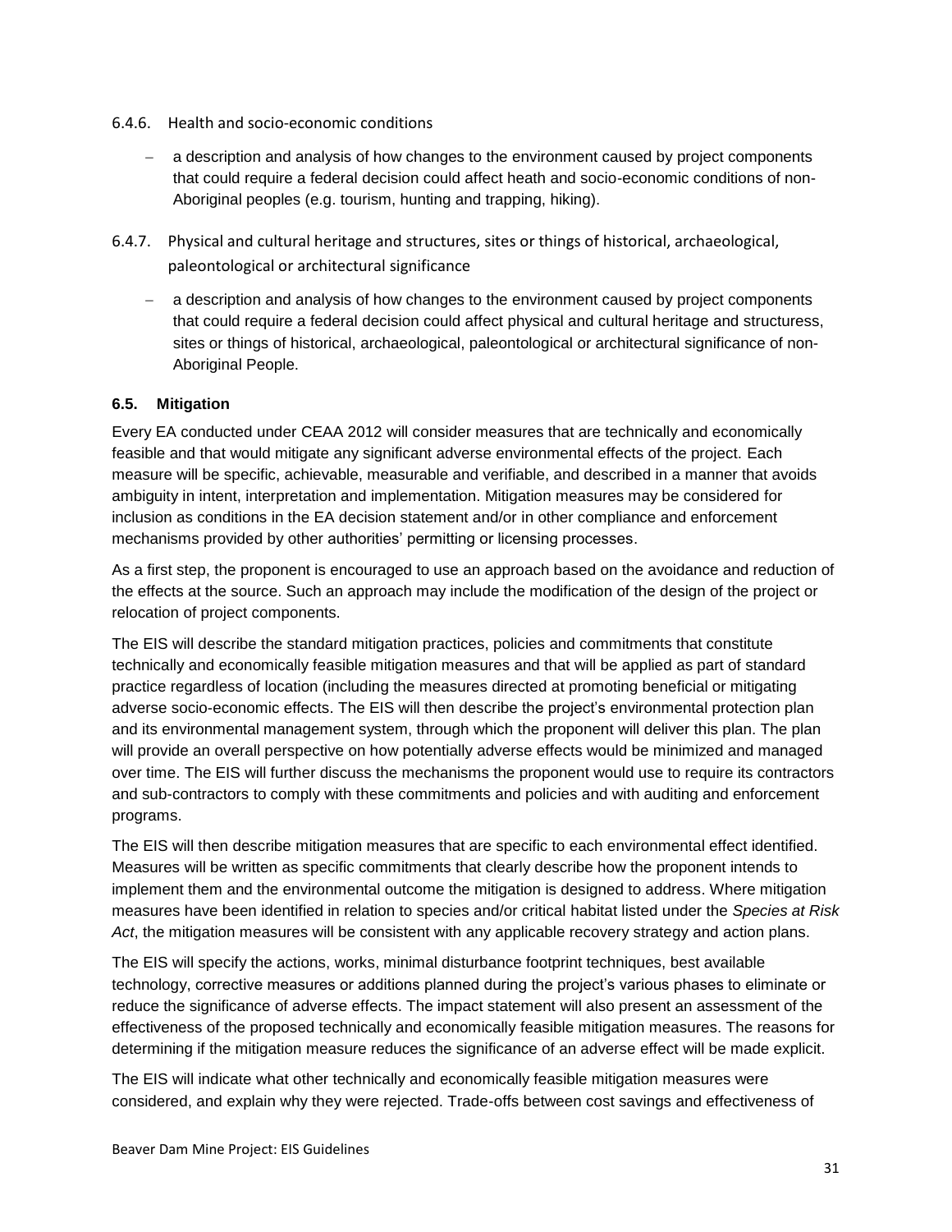#### 6.4.6. Health and socio-economic conditions

- a description and analysis of how changes to the environment caused by project components that could require a federal decision could affect heath and socio-economic conditions of non-Aboriginal peoples (e.g. tourism, hunting and trapping, hiking).

#### 6.4.7. Physical and cultural heritage and structures, sites or things of historical, archaeological, paleontological or architectural significance

- a description and analysis of how changes to the environment caused by project components that could require a federal decision could affect physical and cultural heritage and structuress, sites or things of historical, archaeological, paleontological or architectural significance of non-Aboriginal People.

### 6.5. Mitigation

Every EA conducted under CEAA 2012 will consider measures that are technically and economically feasible and that would mitigate any significant adverse environmental effects of the project. Each measure will be specific, achievable, measurable and verifiable, and described in a manner that avoids ambiguity in intent, interpretation and implementation. Mitigation measures may be considered for inclusion as conditions in the EA decision statement and/or in other compliance and enforcement mechanisms provided by other authorities' permitting or licensing processes.

As a first step, the proponent is encouraged to use an approach based on the avoidance and reduction of the effects at the source. Such an approach may include the modification of the design of the project or relocation of project components.

The EIS will describe the standard mitigation practices, policies and commitments that constitute technically and economically feasible mitigation measures and that will be applied as part of standard practice regardless of location (including the measures directed at promoting beneficial or mitigating adverse socio-economic effects. The EIS will then describe the project's environmental protection plan and its environmental management system, through which the proponent will deliver this plan. The plan will provide an overall perspective on how potentially adverse effects would be minimized and managed over time. The EIS will further discuss the mechanisms the proponent would use to require its contractors and sub-contractors to comply with these commitments and policies and with auditing and enforcement programs.

The EIS will then describe mitigation measures that are specific to each environmental effect identified. Measures will be written as specific commitments that clearly describe how the proponent intends to implement them and the environmental outcome the mitigation is designed to address. Where mitigation measures have been identified in relation to species and/or critical habitat listed under the *Species at Risk Act*, the mitigation measures will be consistent with any applicable recovery strategy and action plans.

The EIS will specify the actions, works, minimal disturbance footprint techniques, best available technology, corrective measures or additions planned during the project's various phases to eliminate or reduce the significance of adverse effects. The impact statement will also present an assessment of the effectiveness of the proposed technically and economically feasible mitigation measures. The reasons for determining if the mitigation measure reduces the significance of an adverse effect will be made explicit.

The EIS will indicate what other technically and economically feasible mitigation measures were considered, and explain why they were rejected. Trade-offs between cost savings and effectiveness of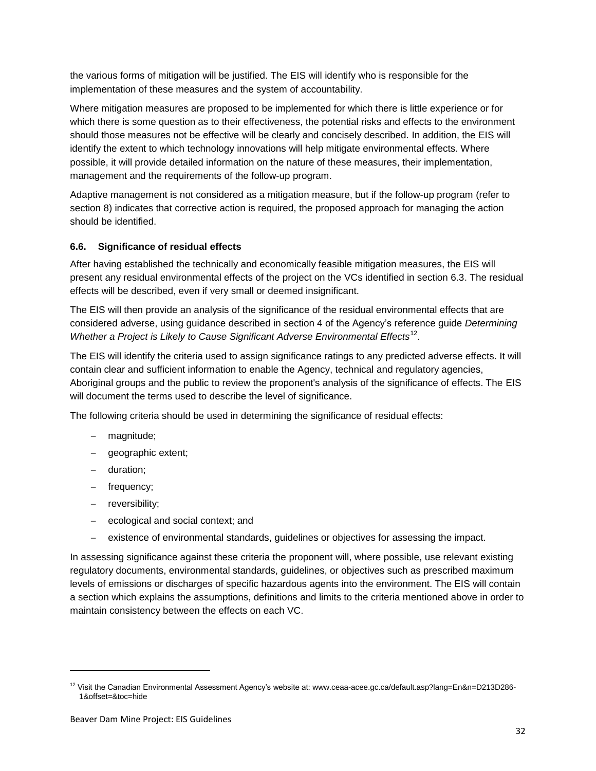the various forms of mitigation will be justified. The EIS will identify who is responsible for the implementation of these measures and the system of accountability.

Where mitigation measures are proposed to be implemented for which there is little experience or for which there is some question as to their effectiveness, the potential risks and effects to the environment should those measures not be effective will be clearly and concisely described. In addition, the EIS will identify the extent to which technology innovations will help mitigate environmental effects. Where possible, it will provide detailed information on the nature of these measures, their implementation, management and the requirements of the follow-up program.

Adaptive management is not considered as a mitigation measure, but if the follow-up program (refer to section 8) indicates that corrective action is required, the proposed approach for managing the action should be identified.

### 6.6. Significance of residual effects

After having established the technically and economically feasible mitigation measures, the EIS will present any residual environmental effects of the project on the VCs identified in section 6.3. The residual effects will be described, even if very small or deemed insignificant.

The EIS will then provide an analysis of the significance of the residual environmental effects that are considered adverse, using guidance described in section 4 of the Agency's reference guide *Determining Whether a Project is Likely to Cause Significant Adverse Environmental Effects*[12].

The EIS will identify the criteria used to assign significance ratings to any predicted adverse effects. It will contain clear and sufficient information to enable the Agency, technical and regulatory agencies, Aboriginal groups and the public to review the proponent's analysis of the significance of effects. The EIS will document the terms used to describe the level of significance.

The following criteria should be used in determining the significance of residual effects:

- magnitude;
- geographic extent;
- duration;
- frequency;
- reversibility;
- ecological and social context; and
- existence of environmental standards, guidelines or objectives for assessing the impact.

In assessing significance against these criteria the proponent will, where possible, use relevant existing regulatory documents, environmental standards, guidelines, or objectives such as prescribed maximum levels of emissions or discharges of specific hazardous agents into the environment. The EIS will contain a section which explains the assumptions, definitions and limits to the criteria mentioned above in order to maintain consistency between the effects on each VC.

---

[12] Visit the Canadian Environmental Assessment Agency's website at: www.ceaa-acee.gc.ca/default.asp?lang=En&n=D213D286-1&offset=&toc=hide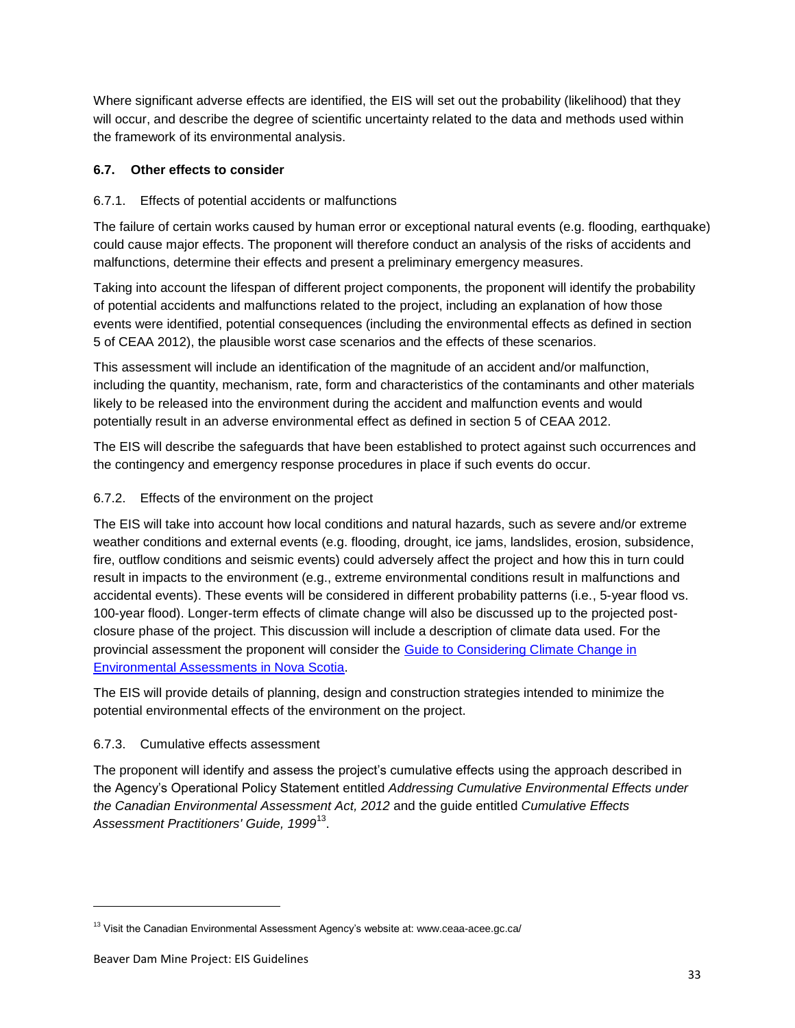Where significant adverse effects are identified, the EIS will set out the probability (likelihood) that they will occur, and describe the degree of scientific uncertainty related to the data and methods used within the framework of its environmental analysis.

### 6.7. Other effects to consider

#### 6.7.1. Effects of potential accidents or malfunctions

The failure of certain works caused by human error or exceptional natural events (e.g. flooding, earthquake) could cause major effects. The proponent will therefore conduct an analysis of the risks of accidents and malfunctions, determine their effects and present a preliminary emergency measures.

Taking into account the lifespan of different project components, the proponent will identify the probability of potential accidents and malfunctions related to the project, including an explanation of how those events were identified, potential consequences (including the environmental effects as defined in section 5 of CEAA 2012), the plausible worst case scenarios and the effects of these scenarios.

This assessment will include an identification of the magnitude of an accident and/or malfunction, including the quantity, mechanism, rate, form and characteristics of the contaminants and other materials likely to be released into the environment during the accident and malfunction events and would potentially result in an adverse environmental effect as defined in section 5 of CEAA 2012.

The EIS will describe the safeguards that have been established to protect against such occurrences and the contingency and emergency response procedures in place if such events do occur.

#### 6.7.2. Effects of the environment on the project

The EIS will take into account how local conditions and natural hazards, such as severe and/or extreme weather conditions and external events (e.g. flooding, drought, ice jams, landslides, erosion, subsidence, fire, outflow conditions and seismic events) could adversely affect the project and how this in turn could result in impacts to the environment (e.g., extreme environmental conditions result in malfunctions and accidental events). These events will be considered in different probability patterns (i.e., 5-year flood vs. 100-year flood). Longer-term effects of climate change will also be discussed up to the projected post-closure phase of the project. This discussion will include a description of climate data used. For the provincial assessment the proponent will consider the Guide to Considering Climate Change in Environmental Assessments in Nova Scotia.

The EIS will provide details of planning, design and construction strategies intended to minimize the potential environmental effects of the environment on the project.

#### 6.7.3. Cumulative effects assessment

The proponent will identify and assess the project's cumulative effects using the approach described in the Agency's Operational Policy Statement entitled *Addressing Cumulative Environmental Effects under the Canadian Environmental Assessment Act, 2012* and the guide entitled *Cumulative Effects Assessment Practitioners' Guide, 1999*[13].

---

[13] Visit the Canadian Environmental Assessment Agency's website at: www.ceaa-acee.gc.ca/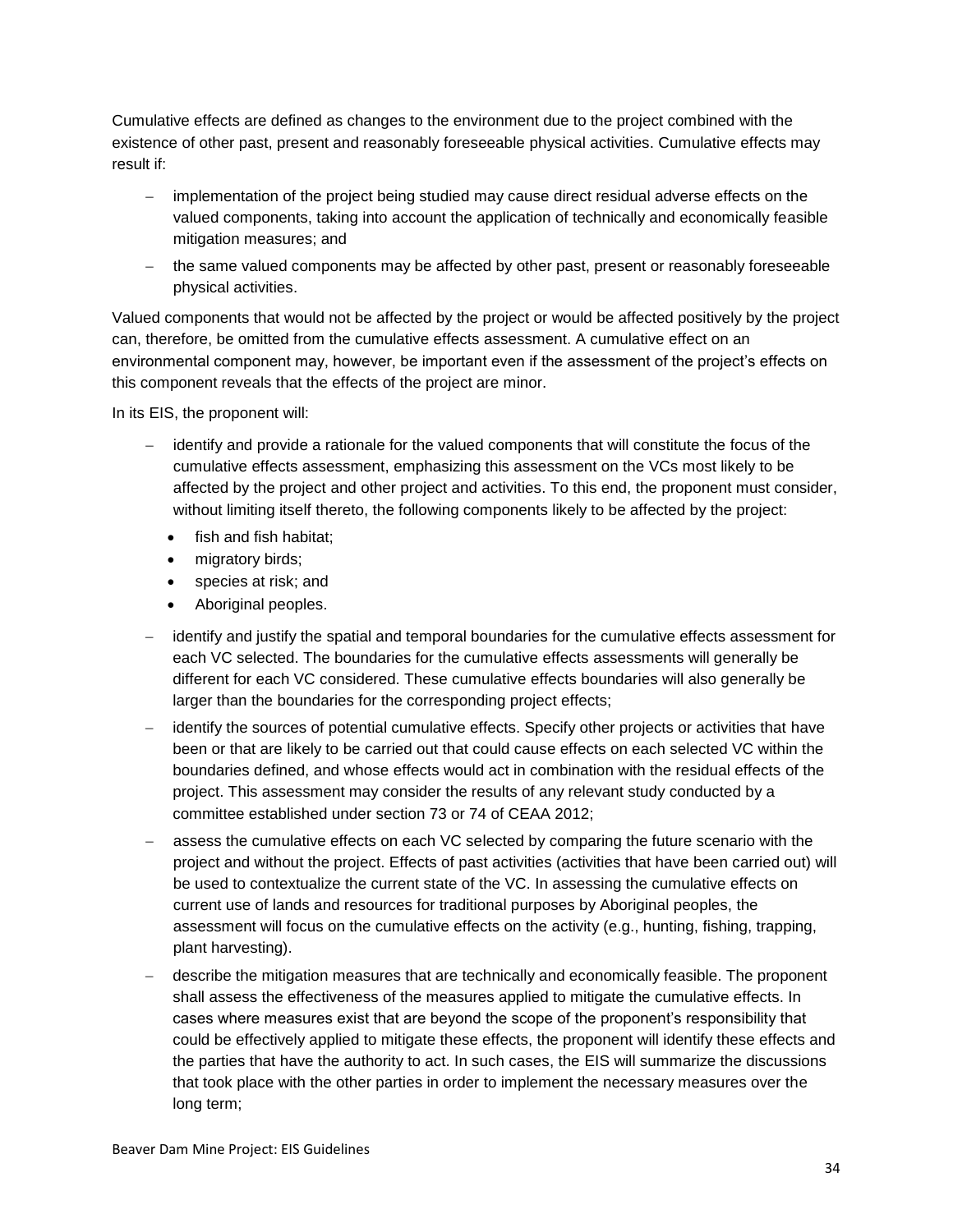Cumulative effects are defined as changes to the environment due to the project combined with the existence of other past, present and reasonably foreseeable physical activities. Cumulative effects may result if:

- implementation of the project being studied may cause direct residual adverse effects on the valued components, taking into account the application of technically and economically feasible mitigation measures; and
- the same valued components may be affected by other past, present or reasonably foreseeable physical activities.

Valued components that would not be affected by the project or would be affected positively by the project can, therefore, be omitted from the cumulative effects assessment. A cumulative effect on an environmental component may, however, be important even if the assessment of the project's effects on this component reveals that the effects of the project are minor.

In its EIS, the proponent will:

- identify and provide a rationale for the valued components that will constitute the focus of the cumulative effects assessment, emphasizing this assessment on the VCs most likely to be affected by the project and other project and activities. To this end, the proponent must consider, without limiting itself thereto, the following components likely to be affected by the project:
  - fish and fish habitat;
  - migratory birds;
  - species at risk; and
  - Aboriginal peoples.
- identify and justify the spatial and temporal boundaries for the cumulative effects assessment for each VC selected. The boundaries for the cumulative effects assessments will generally be different for each VC considered. These cumulative effects boundaries will also generally be larger than the boundaries for the corresponding project effects;
- identify the sources of potential cumulative effects. Specify other projects or activities that have been or that are likely to be carried out that could cause effects on each selected VC within the boundaries defined, and whose effects would act in combination with the residual effects of the project. This assessment may consider the results of any relevant study conducted by a committee established under section 73 or 74 of CEAA 2012;
- assess the cumulative effects on each VC selected by comparing the future scenario with the project and without the project. Effects of past activities (activities that have been carried out) will be used to contextualize the current state of the VC. In assessing the cumulative effects on current use of lands and resources for traditional purposes by Aboriginal peoples, the assessment will focus on the cumulative effects on the activity (e.g., hunting, fishing, trapping, plant harvesting).
- describe the mitigation measures that are technically and economically feasible. The proponent shall assess the effectiveness of the measures applied to mitigate the cumulative effects. In cases where measures exist that are beyond the scope of the proponent's responsibility that could be effectively applied to mitigate these effects, the proponent will identify these effects and the parties that have the authority to act. In such cases, the EIS will summarize the discussions that took place with the other parties in order to implement the necessary measures over the long term;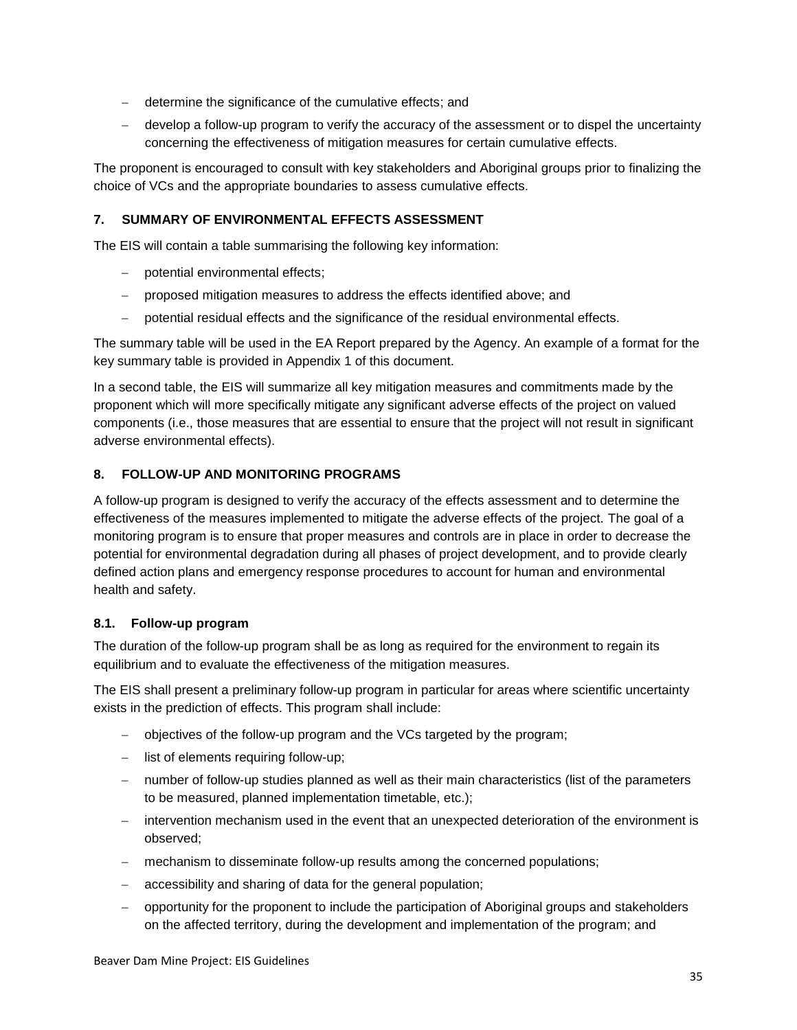- determine the significance of the cumulative effects; and
- develop a follow-up program to verify the accuracy of the assessment or to dispel the uncertainty concerning the effectiveness of mitigation measures for certain cumulative effects.

The proponent is encouraged to consult with key stakeholders and Aboriginal groups prior to finalizing the choice of VCs and the appropriate boundaries to assess cumulative effects.

## 7. SUMMARY OF ENVIRONMENTAL EFFECTS ASSESSMENT

The EIS will contain a table summarising the following key information:

- potential environmental effects;
- proposed mitigation measures to address the effects identified above; and
- potential residual effects and the significance of the residual environmental effects.

The summary table will be used in the EA Report prepared by the Agency. An example of a format for the key summary table is provided in Appendix 1 of this document.

In a second table, the EIS will summarize all key mitigation measures and commitments made by the proponent which will more specifically mitigate any significant adverse effects of the project on valued components (i.e., those measures that are essential to ensure that the project will not result in significant adverse environmental effects).

## 8. FOLLOW-UP AND MONITORING PROGRAMS

A follow-up program is designed to verify the accuracy of the effects assessment and to determine the effectiveness of the measures implemented to mitigate the adverse effects of the project. The goal of a monitoring program is to ensure that proper measures and controls are in place in order to decrease the potential for environmental degradation during all phases of project development, and to provide clearly defined action plans and emergency response procedures to account for human and environmental health and safety.

### 8.1. Follow-up program

The duration of the follow-up program shall be as long as required for the environment to regain its equilibrium and to evaluate the effectiveness of the mitigation measures.

The EIS shall present a preliminary follow-up program in particular for areas where scientific uncertainty exists in the prediction of effects. This program shall include:

- objectives of the follow-up program and the VCs targeted by the program;
- list of elements requiring follow-up;
- number of follow-up studies planned as well as their main characteristics (list of the parameters to be measured, planned implementation timetable, etc.);
- intervention mechanism used in the event that an unexpected deterioration of the environment is observed;
- mechanism to disseminate follow-up results among the concerned populations;
- accessibility and sharing of data for the general population;
- opportunity for the proponent to include the participation of Aboriginal groups and stakeholders on the affected territory, during the development and implementation of the program; and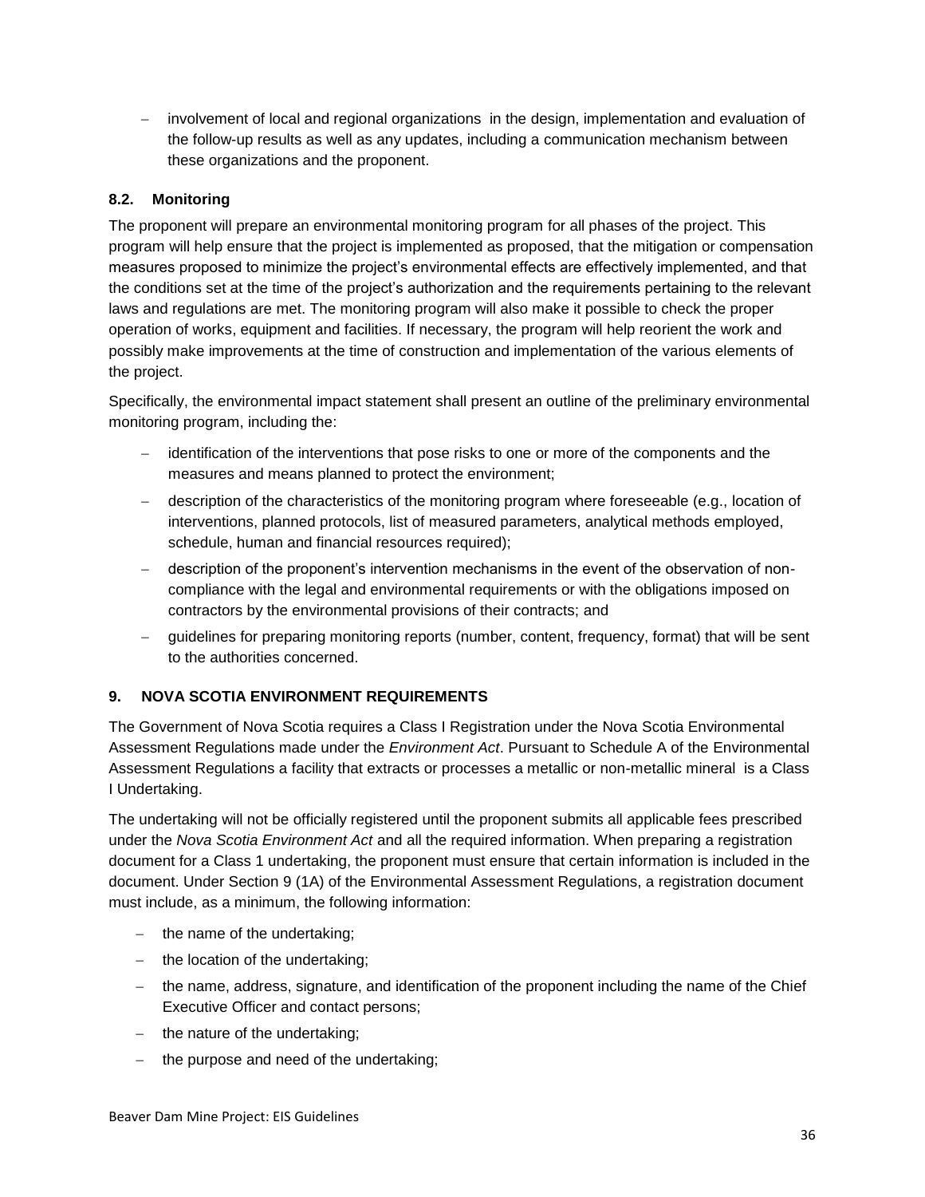- involvement of local and regional organizations in the design, implementation and evaluation of the follow-up results as well as any updates, including a communication mechanism between these organizations and the proponent.

### 8.2. Monitoring

The proponent will prepare an environmental monitoring program for all phases of the project. This program will help ensure that the project is implemented as proposed, that the mitigation or compensation measures proposed to minimize the project's environmental effects are effectively implemented, and that the conditions set at the time of the project's authorization and the requirements pertaining to the relevant laws and regulations are met. The monitoring program will also make it possible to check the proper operation of works, equipment and facilities. If necessary, the program will help reorient the work and possibly make improvements at the time of construction and implementation of the various elements of the project.

Specifically, the environmental impact statement shall present an outline of the preliminary environmental monitoring program, including the:

- identification of the interventions that pose risks to one or more of the components and the measures and means planned to protect the environment;
- description of the characteristics of the monitoring program where foreseeable (e.g., location of interventions, planned protocols, list of measured parameters, analytical methods employed, schedule, human and financial resources required);
- description of the proponent's intervention mechanisms in the event of the observation of non-compliance with the legal and environmental requirements or with the obligations imposed on contractors by the environmental provisions of their contracts; and
- guidelines for preparing monitoring reports (number, content, frequency, format) that will be sent to the authorities concerned.

## 9. NOVA SCOTIA ENVIRONMENT REQUIREMENTS

The Government of Nova Scotia requires a Class I Registration under the Nova Scotia Environmental Assessment Regulations made under the *Environment Act*. Pursuant to Schedule A of the Environmental Assessment Regulations a facility that extracts or processes a metallic or non-metallic mineral is a Class I Undertaking.

The undertaking will not be officially registered until the proponent submits all applicable fees prescribed under the *Nova Scotia Environment Act* and all the required information. When preparing a registration document for a Class 1 undertaking, the proponent must ensure that certain information is included in the document. Under Section 9 (1A) of the Environmental Assessment Regulations, a registration document must include, as a minimum, the following information:

- the name of the undertaking;
- the location of the undertaking;
- the name, address, signature, and identification of the proponent including the name of the Chief Executive Officer and contact persons;
- the nature of the undertaking;
- the purpose and need of the undertaking;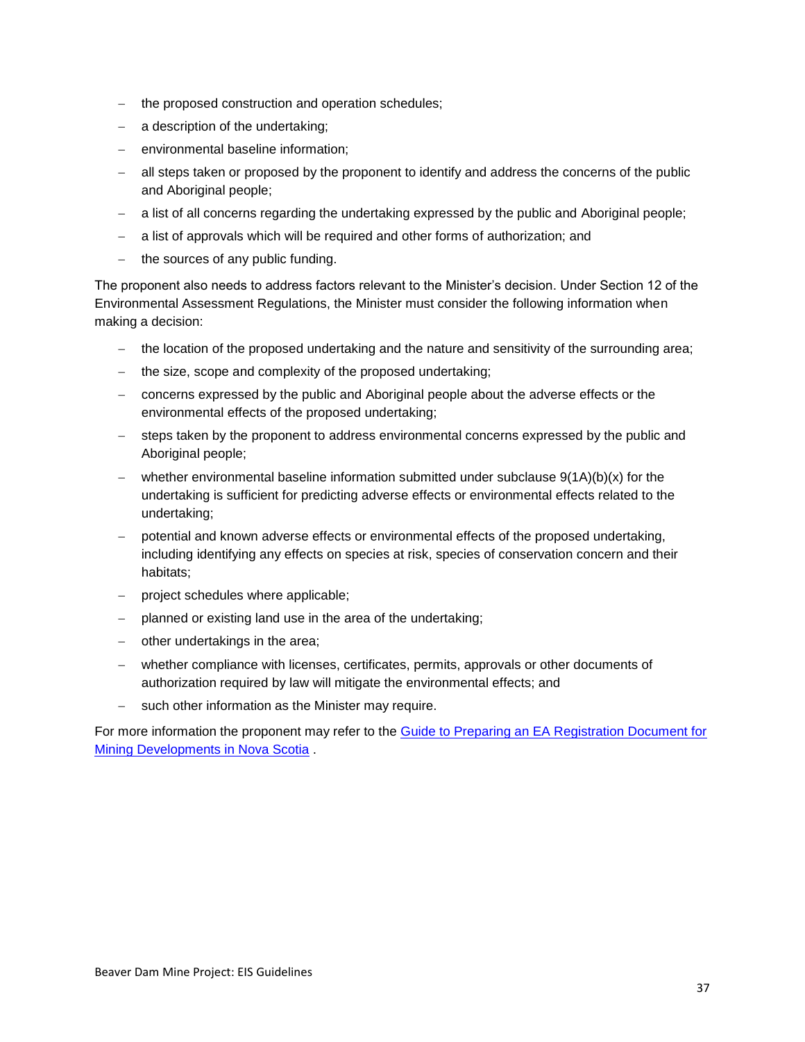- the proposed construction and operation schedules;
- a description of the undertaking;
- environmental baseline information;
- all steps taken or proposed by the proponent to identify and address the concerns of the public and Aboriginal people;
- a list of all concerns regarding the undertaking expressed by the public and Aboriginal people;
- a list of approvals which will be required and other forms of authorization; and
- the sources of any public funding.

The proponent also needs to address factors relevant to the Minister's decision. Under Section 12 of the Environmental Assessment Regulations, the Minister must consider the following information when making a decision:

- the location of the proposed undertaking and the nature and sensitivity of the surrounding area;
- the size, scope and complexity of the proposed undertaking;
- concerns expressed by the public and Aboriginal people about the adverse effects or the environmental effects of the proposed undertaking;
- steps taken by the proponent to address environmental concerns expressed by the public and Aboriginal people;
- whether environmental baseline information submitted under subclause 9(1A)(b)(x) for the undertaking is sufficient for predicting adverse effects or environmental effects related to the undertaking;
- potential and known adverse effects or environmental effects of the proposed undertaking, including identifying any effects on species at risk, species of conservation concern and their habitats;
- project schedules where applicable;
- planned or existing land use in the area of the undertaking;
- other undertakings in the area;
- whether compliance with licenses, certificates, permits, approvals or other documents of authorization required by law will mitigate the environmental effects; and
- such other information as the Minister may require.

For more information the proponent may refer to the Guide to Preparing an EA Registration Document for Mining Developments in Nova Scotia .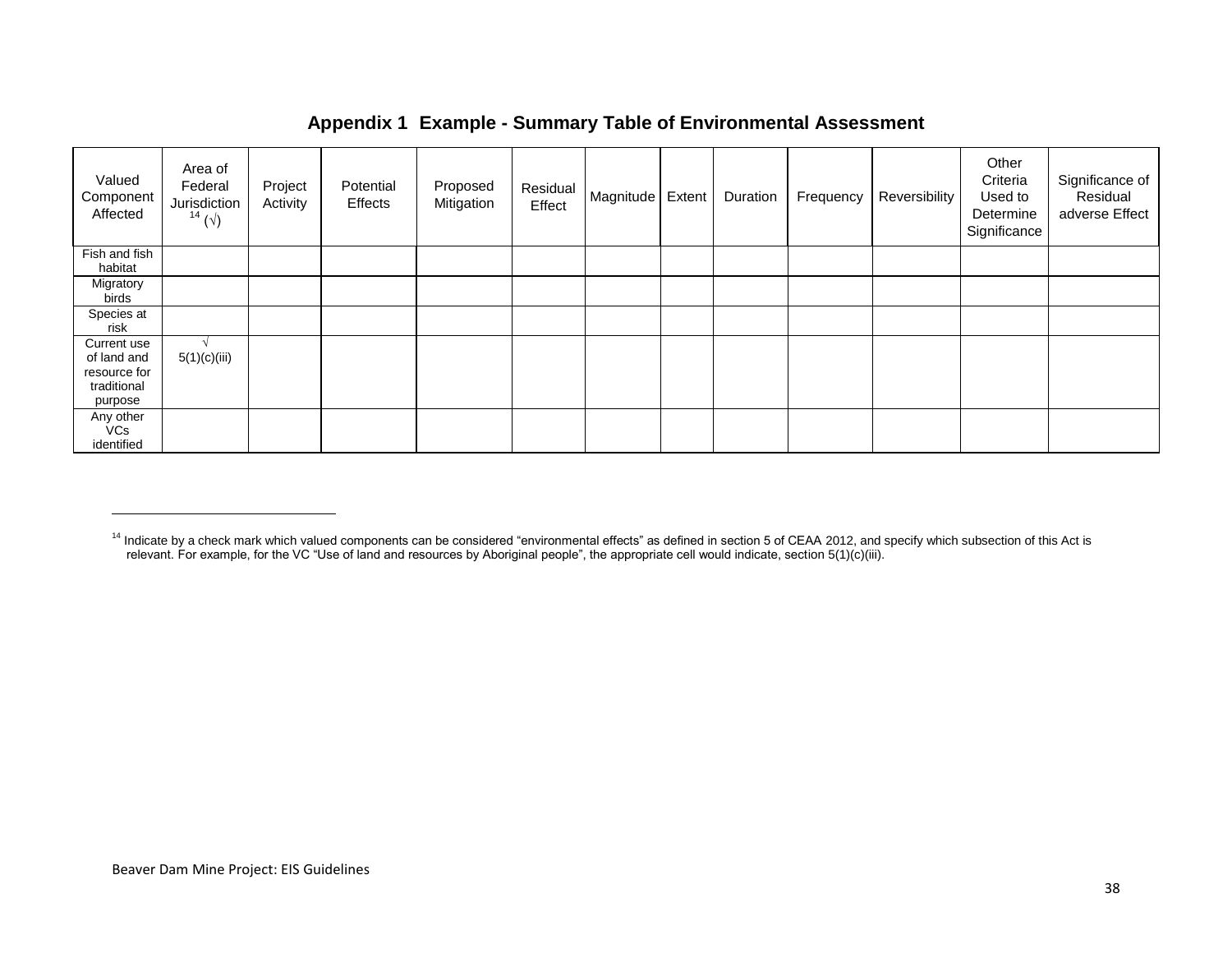## Appendix 1 Example - Summary Table of Environmental Assessment

| Valued Component Affected | Area of Federal Jurisdiction [14] (√) | Project Activity | Potential Effects | Proposed Mitigation | Residual Effect | Magnitude | Extent | Duration | Frequency | Reversibility | Other Criteria Used to Determine Significance | Significance of Residual adverse Effect |
|---|---|---|---|---|---|---|---|---|---|---|---|---|
| Fish and fish habitat | | | | | | | | | | | | |
| Migratory birds | | | | | | | | | | | | |
| Species at risk | | | | | | | | | | | | |
| Current use of land and resource for traditional purpose | √ 5(1)(c)(iii) | | | | | | | | | | | |
| Any other VCs identified | | | | | | | | | | | | |

[14] Indicate by a check mark which valued components can be considered "environmental effects" as defined in section 5 of CEAA 2012, and specify which subsection of this Act is relevant. For example, for the VC "Use of land and resources by Aboriginal people", the appropriate cell would indicate, section 5(1)(c)(iii).